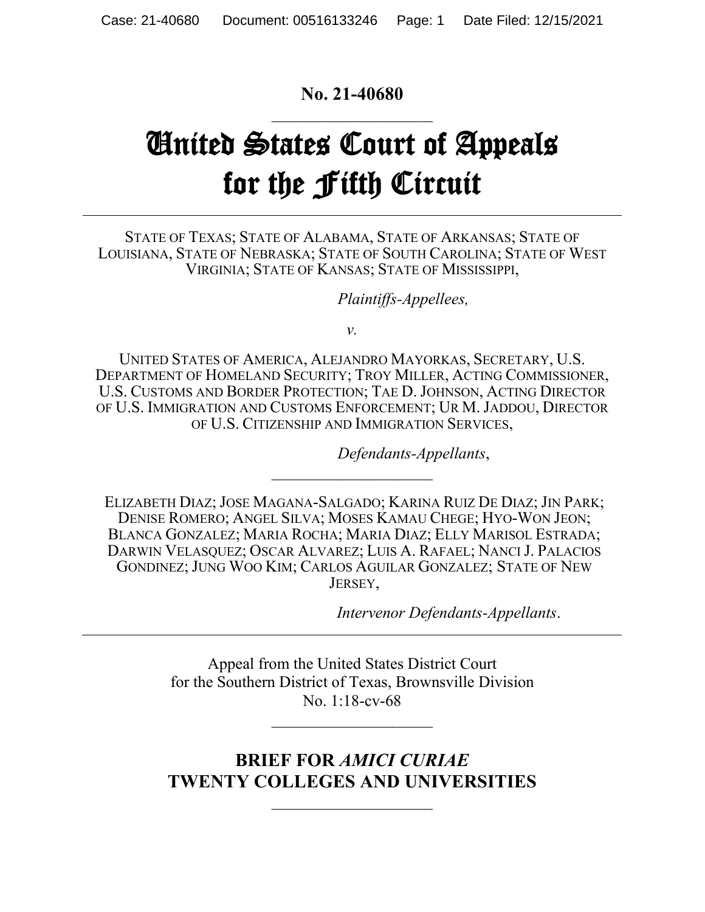**No. 21-40680**

# United States Court of Appeals for the Fifth Circuit

STATE OF TEXAS; STATE OF ALABAMA, STATE OF ARKANSAS; STATE OF LOUISIANA, STATE OF NEBRASKA; STATE OF SOUTH CAROLINA; STATE OF WEST VIRGINIA; STATE OF KANSAS; STATE OF MISSISSIPPI,

*Plaintiffs-Appellees,*

*v.*

UNITED STATES OF AMERICA, ALEJANDRO MAYORKAS, SECRETARY, U.S. DEPARTMENT OF HOMELAND SECURITY; TROY MILLER, ACTING COMMISSIONER, U.S. CUSTOMS AND BORDER PROTECTION; TAE D. JOHNSON, ACTING DIRECTOR OF U.S. IMMIGRATION AND CUSTOMS ENFORCEMENT; UR M. JADDOU, DIRECTOR OF U.S. CITIZENSHIP AND IMMIGRATION SERVICES,

*Defendants-Appellants*,

ELIZABETH DIAZ; JOSE MAGANA-SALGADO; KARINA RUIZ DE DIAZ; JIN PARK; DENISE ROMERO; ANGEL SILVA; MOSES KAMAU CHEGE; HYO-WON JEON; BLANCA GONZALEZ; MARIA ROCHA; MARIA DIAZ; ELLY MARISOL ESTRADA; DARWIN VELASQUEZ; OSCAR ALVAREZ; LUIS A. RAFAEL; NANCI J. PALACIOS GONDINEZ; JUNG WOO KIM; CARLOS AGUILAR GONZALEZ; STATE OF NEW JERSEY,

*Intervenor Defendants-Appellants*.

Appeal from the United States District Court for the Southern District of Texas, Brownsville Division No. 1:18-cv-68

## BRIEF FOR *AMICI CURIAE* TWENTY COLLEGES AND UNIVERSITIES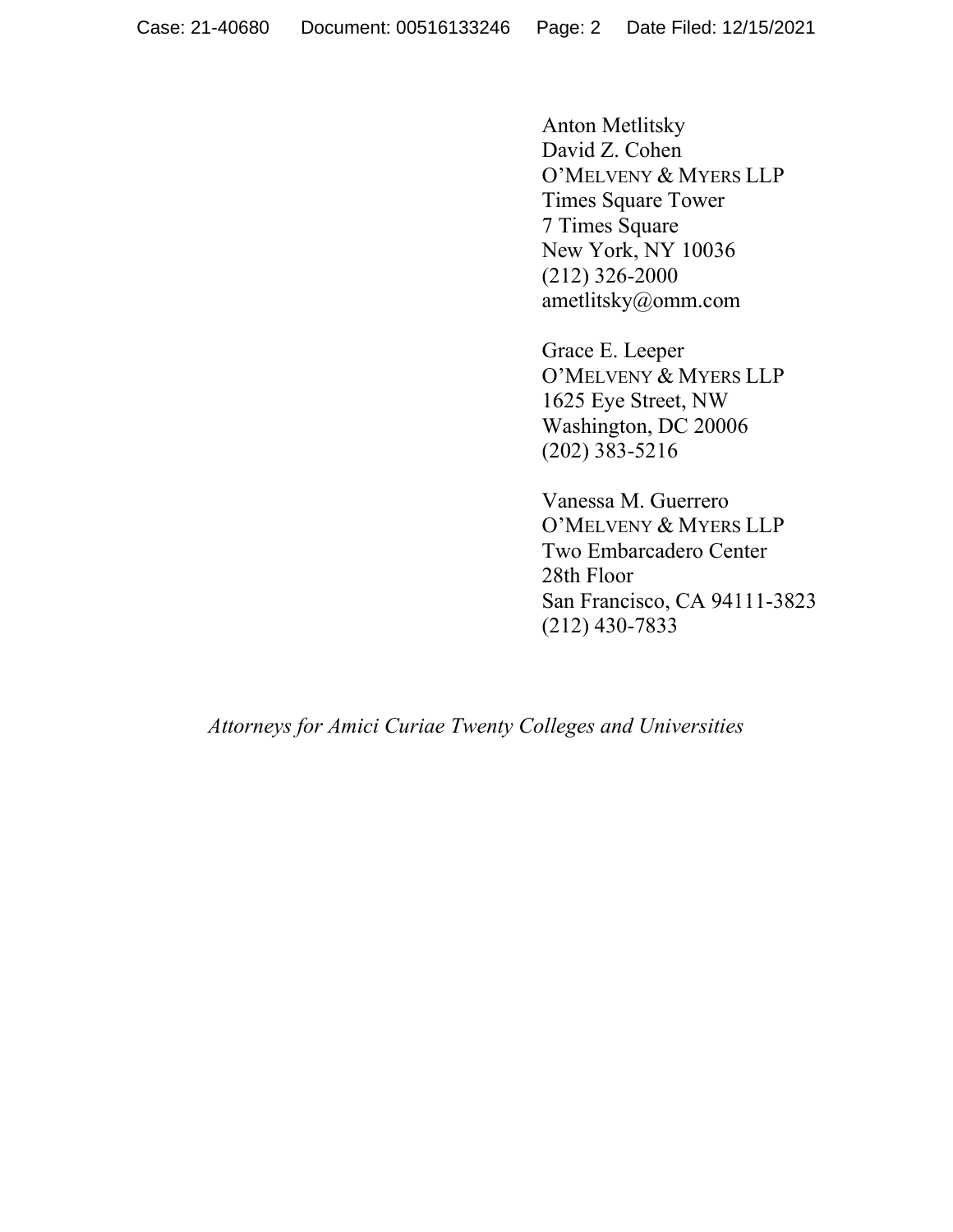Anton Metlitsky
David Z. Cohen
O'MELVENY & MYERS LLP
Times Square Tower
7 Times Square
New York, NY 10036
(212) 326-2000
ametlitsky@omm.com

Grace E. Leeper
O'MELVENY & MYERS LLP
1625 Eye Street, NW
Washington, DC 20006
(202) 383-5216

Vanessa M. Guerrero
O'MELVENY & MYERS LLP
Two Embarcadero Center
28th Floor
San Francisco, CA 94111-3823
(212) 430-7833

*Attorneys for Amici Curiae Twenty Colleges and Universities*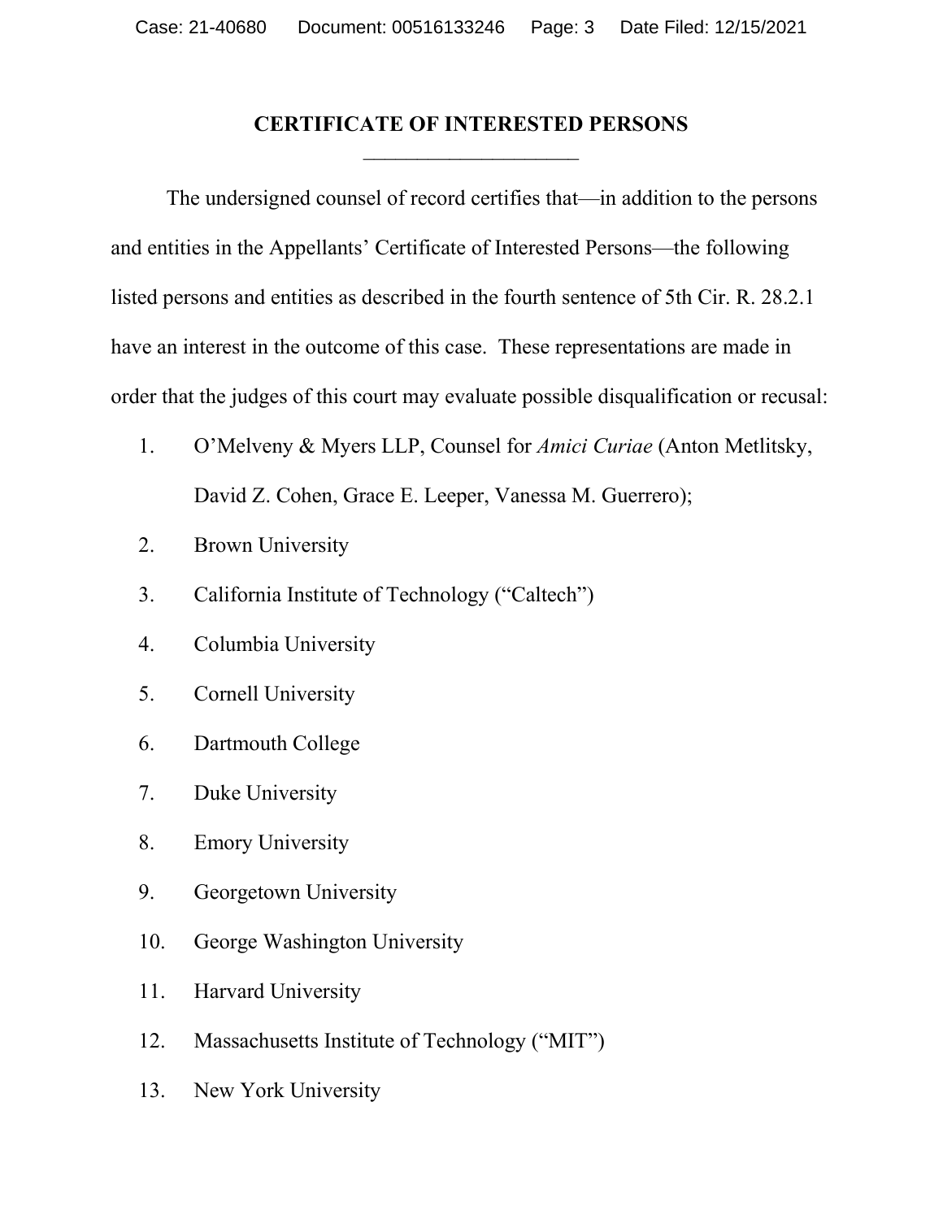# CERTIFICATE OF INTERESTED PERSONS

The undersigned counsel of record certifies that—in addition to the persons and entities in the Appellants' Certificate of Interested Persons—the following listed persons and entities as described in the fourth sentence of 5th Cir. R. 28.2.1 have an interest in the outcome of this case. These representations are made in order that the judges of this court may evaluate possible disqualification or recusal:

1. O'Melveny & Myers LLP, Counsel for *Amici Curiae* (Anton Metlitsky, David Z. Cohen, Grace E. Leeper, Vanessa M. Guerrero);
2. Brown University
3. California Institute of Technology ("Caltech")
4. Columbia University
5. Cornell University
6. Dartmouth College
7. Duke University
8. Emory University
9. Georgetown University
10. George Washington University
11. Harvard University
12. Massachusetts Institute of Technology ("MIT")
13. New York University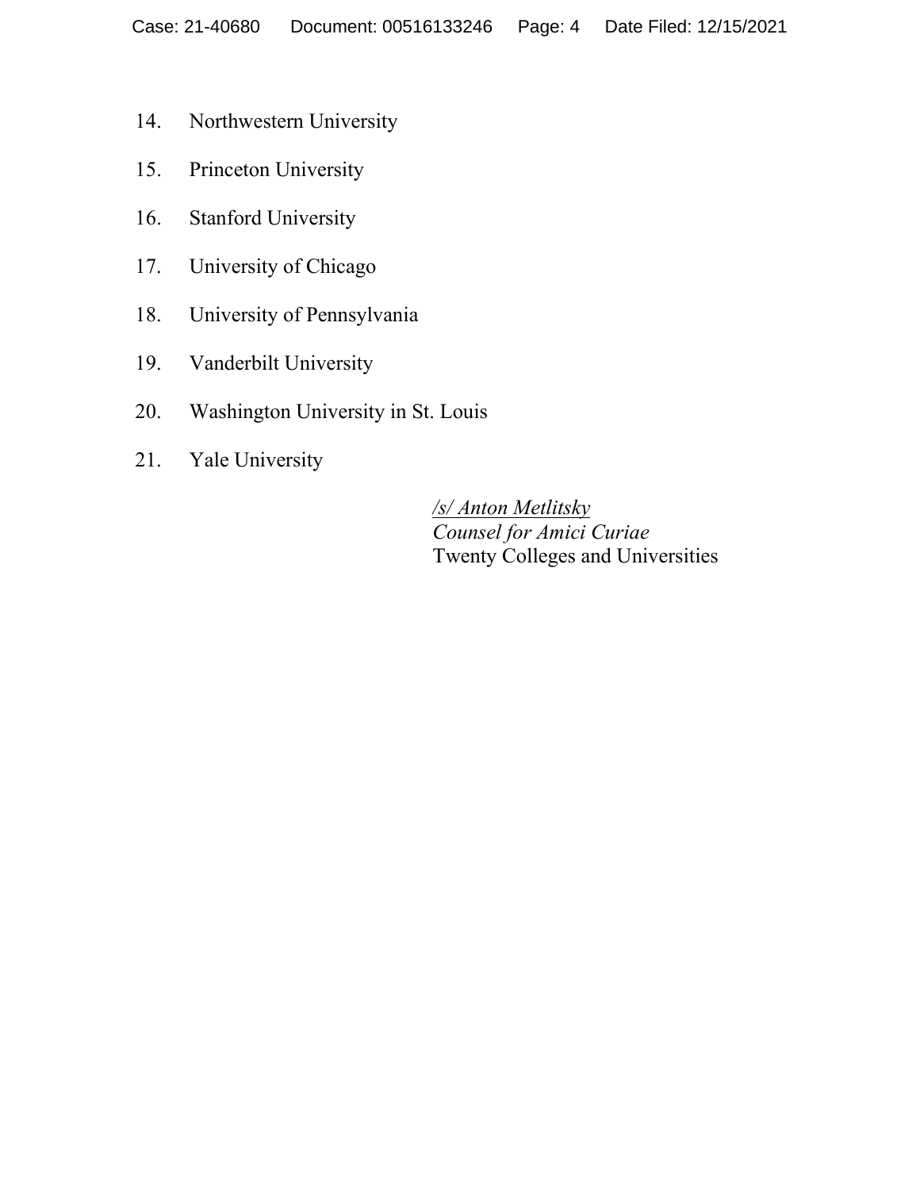14. Northwestern University

15. Princeton University

16. Stanford University

17. University of Chicago

18. University of Pennsylvania

19. Vanderbilt University

20. Washington University in St. Louis

21. Yale University

*/s/ Anton Metlitsky*
*Counsel for Amici Curiae*
Twenty Colleges and Universities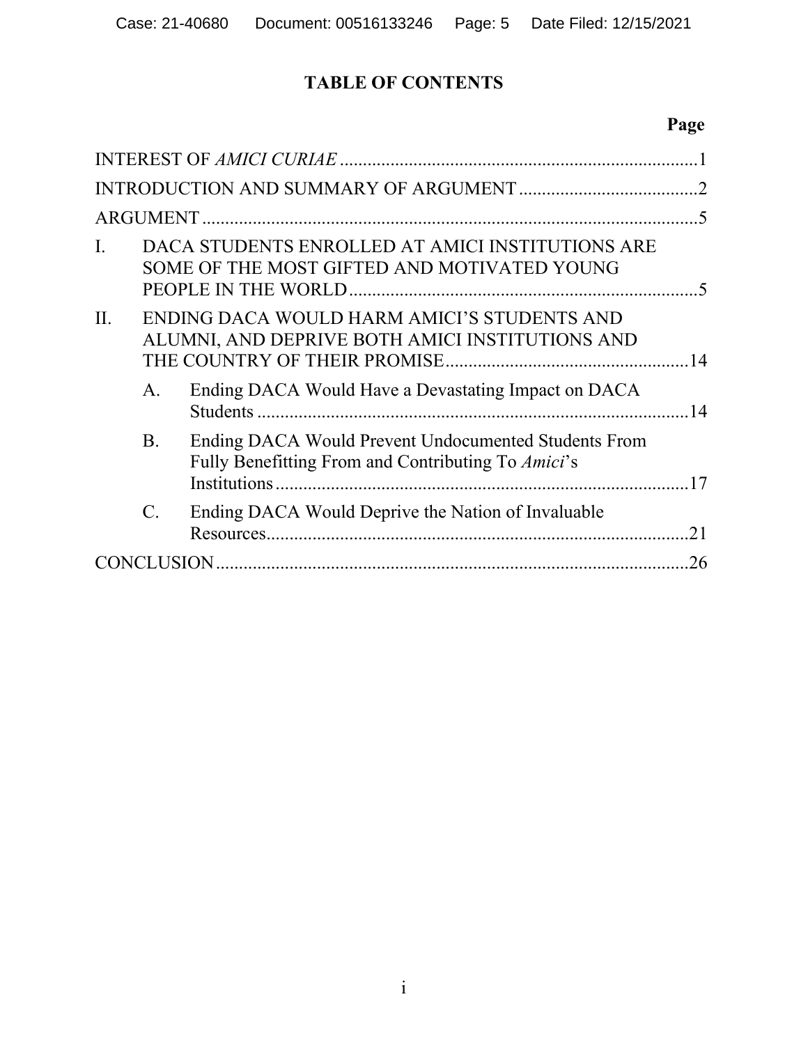# TABLE OF CONTENTS

| | Page |
|---|---|
| INTEREST OF *AMICI CURIAE* | 1 |
| INTRODUCTION AND SUMMARY OF ARGUMENT | 2 |
| ARGUMENT | 5 |
| I. DACA STUDENTS ENROLLED AT AMICI INSTITUTIONS ARE SOME OF THE MOST GIFTED AND MOTIVATED YOUNG PEOPLE IN THE WORLD | 5 |
| II. ENDING DACA WOULD HARM AMICI'S STUDENTS AND ALUMNI, AND DEPRIVE BOTH AMICI INSTITUTIONS AND THE COUNTRY OF THEIR PROMISE | 14 |
| A. Ending DACA Would Have a Devastating Impact on DACA Students | 14 |
| B. Ending DACA Would Prevent Undocumented Students From Fully Benefitting From and Contributing To *Amici*'s Institutions | 17 |
| C. Ending DACA Would Deprive the Nation of Invaluable Resources | 21 |
| CONCLUSION | 26 |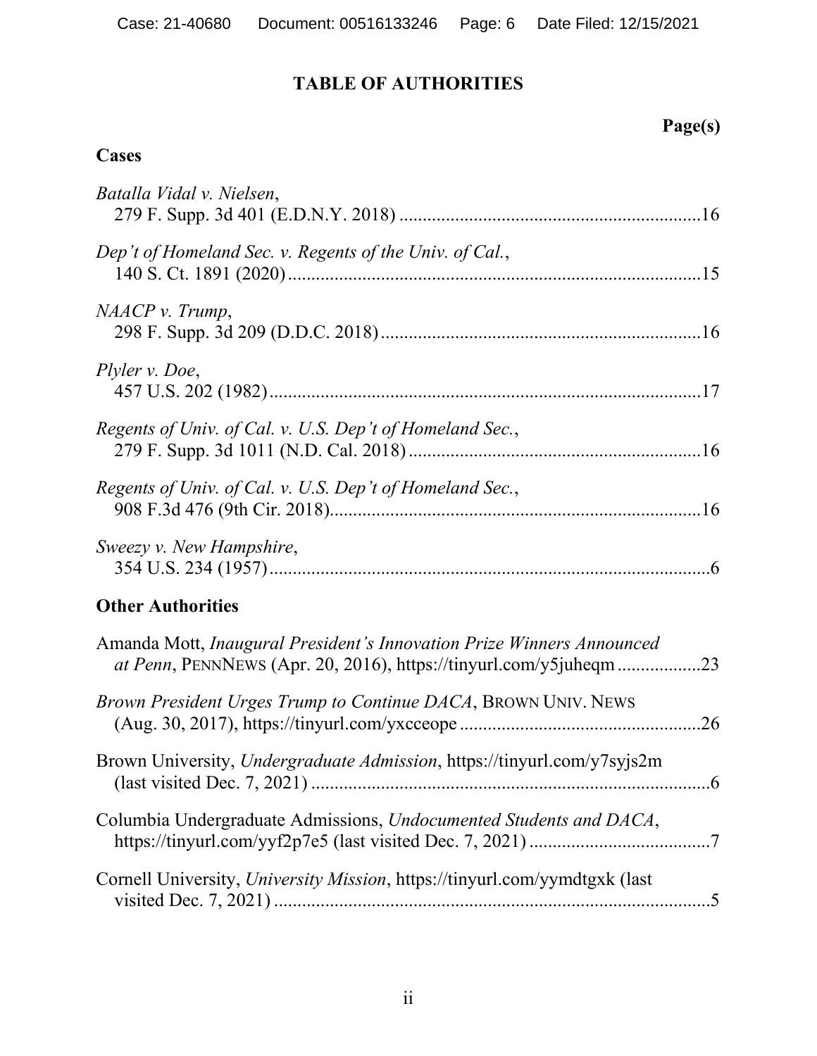# TABLE OF AUTHORITIES

**Page(s)**

## Cases

*Batalla Vidal v. Nielsen*,
279 F. Supp. 3d 401 (E.D.N.Y. 2018) ................................................................16

*Dep't of Homeland Sec. v. Regents of the Univ. of Cal.*,
140 S. Ct. 1891 (2020) .........................................................................................15

*NAACP v. Trump*,
298 F. Supp. 3d 209 (D.D.C. 2018) ....................................................................16

*Plyler v. Doe*,
457 U.S. 202 (1982) .............................................................................................17

*Regents of Univ. of Cal. v. U.S. Dep't of Homeland Sec.*,
279 F. Supp. 3d 1011 (N.D. Cal. 2018) ...............................................................16

*Regents of Univ. of Cal. v. U.S. Dep't of Homeland Sec.*,
908 F.3d 476 (9th Cir. 2018) ................................................................................16

*Sweezy v. New Hampshire*,
354 U.S. 234 (1957) ...............................................................................................6

## Other Authorities

Amanda Mott, *Inaugural President's Innovation Prize Winners Announced at Penn*, PENNNEWS (Apr. 20, 2016), https://tinyurl.com/y5juheqm ..................23

*Brown President Urges Trump to Continue DACA*, BROWN UNIV. NEWS (Aug. 30, 2017), https://tinyurl.com/yxcceope ....................................................26

Brown University, *Undergraduate Admission*, https://tinyurl.com/y7syjs2m (last visited Dec. 7, 2021) ......................................................................................6

Columbia Undergraduate Admissions, *Undocumented Students and DACA*, https://tinyurl.com/yyf2p7e5 (last visited Dec. 7, 2021) .......................................7

Cornell University, *University Mission*, https://tinyurl.com/yymdtgxk (last visited Dec. 7, 2021) ..............................................................................................5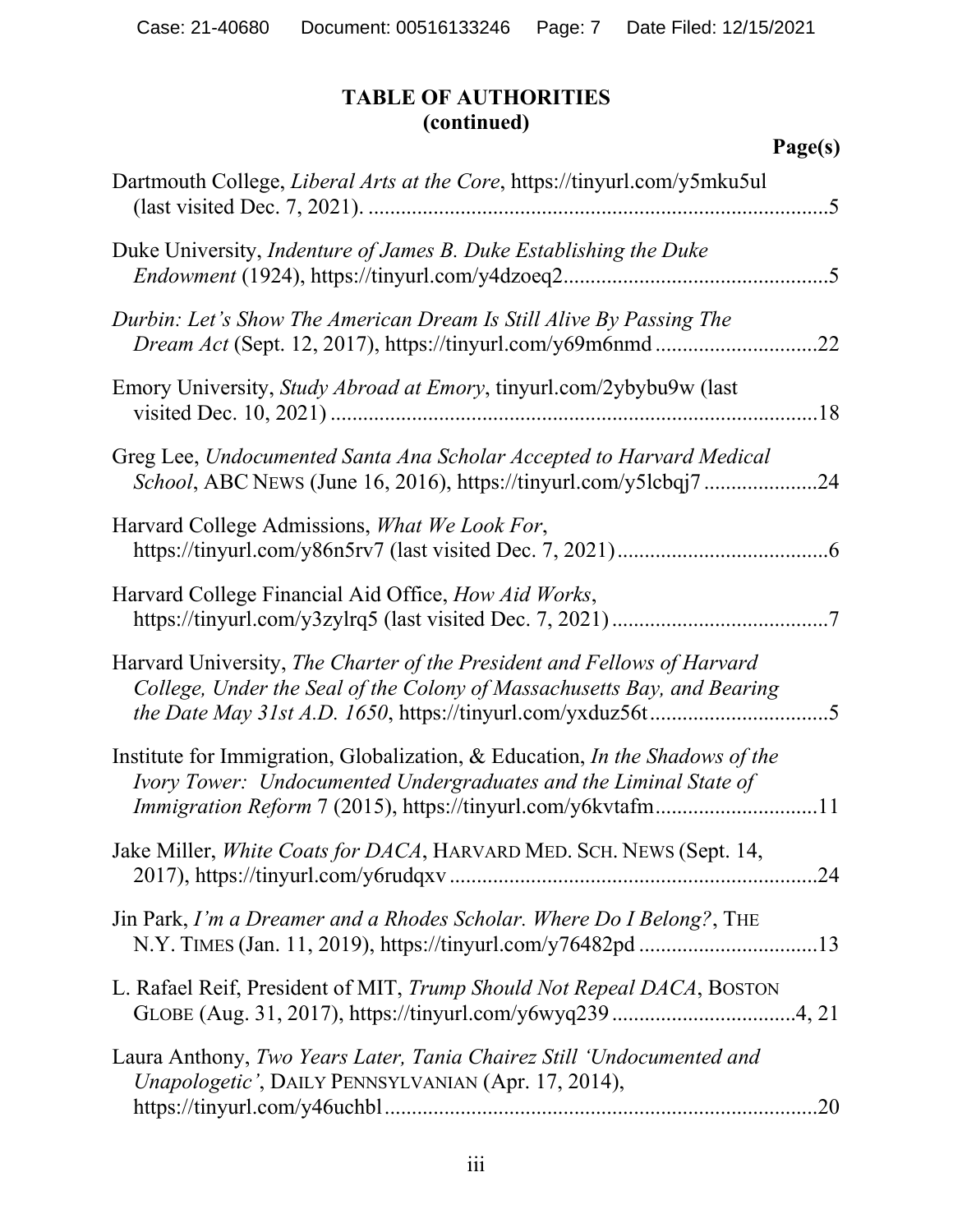## TABLE OF AUTHORITIES
## (continued)

**Page(s)**

Dartmouth College, *Liberal Arts at the Core*, https://tinyurl.com/y5mku5ul (last visited Dec. 7, 2021). .....5

Duke University, *Indenture of James B. Duke Establishing the Duke Endowment* (1924), https://tinyurl.com/y4dzoeq2.....5

*Durbin: Let's Show The American Dream Is Still Alive By Passing The Dream Act* (Sept. 12, 2017), https://tinyurl.com/y69m6nmd.....22

Emory University, *Study Abroad at Emory*, tinyurl.com/2ybybu9w (last visited Dec. 10, 2021).....18

Greg Lee, *Undocumented Santa Ana Scholar Accepted to Harvard Medical School*, ABC NEWS (June 16, 2016), https://tinyurl.com/y5lcbqj7.....24

Harvard College Admissions, *What We Look For*, https://tinyurl.com/y86n5rv7 (last visited Dec. 7, 2021).....6

Harvard College Financial Aid Office, *How Aid Works*, https://tinyurl.com/y3zylrq5 (last visited Dec. 7, 2021).....7

Harvard University, *The Charter of the President and Fellows of Harvard College, Under the Seal of the Colony of Massachusetts Bay, and Bearing the Date May 31st A.D. 1650*, https://tinyurl.com/yxduz56t.....5

Institute for Immigration, Globalization, & Education, *In the Shadows of the Ivory Tower: Undocumented Undergraduates and the Liminal State of Immigration Reform* 7 (2015), https://tinyurl.com/y6kvtafm.....11

Jake Miller, *White Coats for DACA*, HARVARD MED. SCH. NEWS (Sept. 14, 2017), https://tinyurl.com/y6rudqxv.....24

Jin Park, *I'm a Dreamer and a Rhodes Scholar. Where Do I Belong?*, THE N.Y. TIMES (Jan. 11, 2019), https://tinyurl.com/y76482pd.....13

L. Rafael Reif, President of MIT, *Trump Should Not Repeal DACA*, BOSTON GLOBE (Aug. 31, 2017), https://tinyurl.com/y6wyq239.....4, 21

Laura Anthony, *Two Years Later, Tania Chairez Still 'Undocumented and Unapologetic'*, DAILY PENNSYLVANIAN (Apr. 17, 2014), https://tinyurl.com/y46uchbl.....20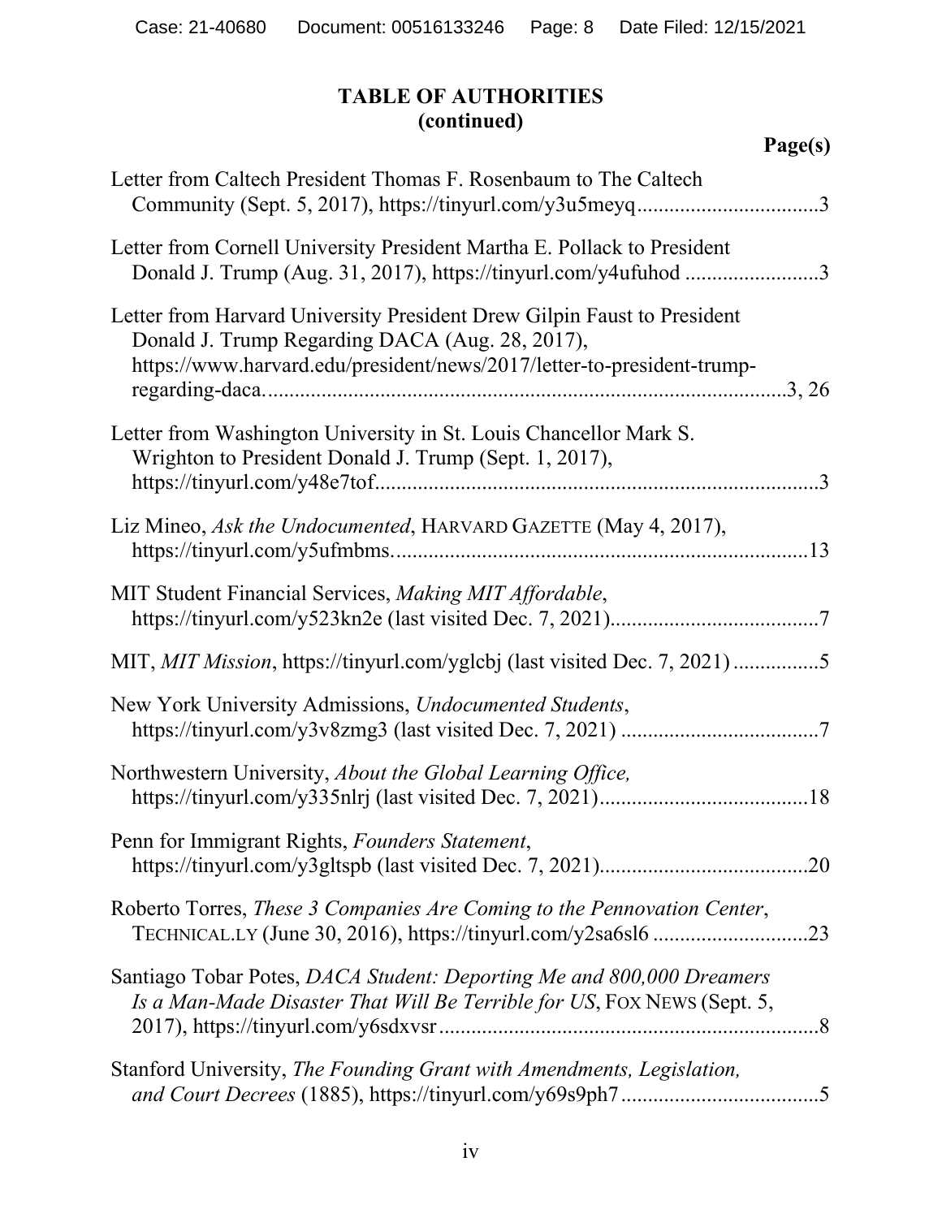## TABLE OF AUTHORITIES
## (continued)

**Page(s)**

Letter from Caltech President Thomas F. Rosenbaum to The Caltech Community (Sept. 5, 2017), https://tinyurl.com/y3u5meyq ..................................3

Letter from Cornell University President Martha E. Pollack to President Donald J. Trump (Aug. 31, 2017), https://tinyurl.com/y4ufuhod .........................3

Letter from Harvard University President Drew Gilpin Faust to President Donald J. Trump Regarding DACA (Aug. 28, 2017), https://www.harvard.edu/president/news/2017/letter-to-president-trump-regarding-daca. ...............................................................................................3, 26

Letter from Washington University in St. Louis Chancellor Mark S. Wrighton to President Donald J. Trump (Sept. 1, 2017), https://tinyurl.com/y48e7tof..................................................................................3

Liz Mineo, *Ask the Undocumented*, HARVARD GAZETTE (May 4, 2017), https://tinyurl.com/y5ufmbms.............................................................................13

MIT Student Financial Services, *Making MIT Affordable*, https://tinyurl.com/y523kn2e (last visited Dec. 7, 2021).......................................7

MIT, *MIT Mission*, https://tinyurl.com/yglcbj (last visited Dec. 7, 2021) ................5

New York University Admissions, *Undocumented Students*, https://tinyurl.com/y3v8zmg3 (last visited Dec. 7, 2021) .....................................7

Northwestern University, *About the Global Learning Office,* https://tinyurl.com/y335nlrj (last visited Dec. 7, 2021).......................................18

Penn for Immigrant Rights, *Founders Statement*, https://tinyurl.com/y3gltspb (last visited Dec. 7, 2021).......................................20

Roberto Torres, *These 3 Companies Are Coming to the Pennovation Center*, TECHNICAL.LY (June 30, 2016), https://tinyurl.com/y2sa6sl6 .............................23

Santiago Tobar Potes, *DACA Student: Deporting Me and 800,000 Dreamers Is a Man-Made Disaster That Will Be Terrible for US*, FOX NEWS (Sept. 5, 2017), https://tinyurl.com/y6sdxvsr.......................................................................8

Stanford University, *The Founding Grant with Amendments, Legislation, and Court Decrees* (1885), https://tinyurl.com/y69s9ph7 .....................................5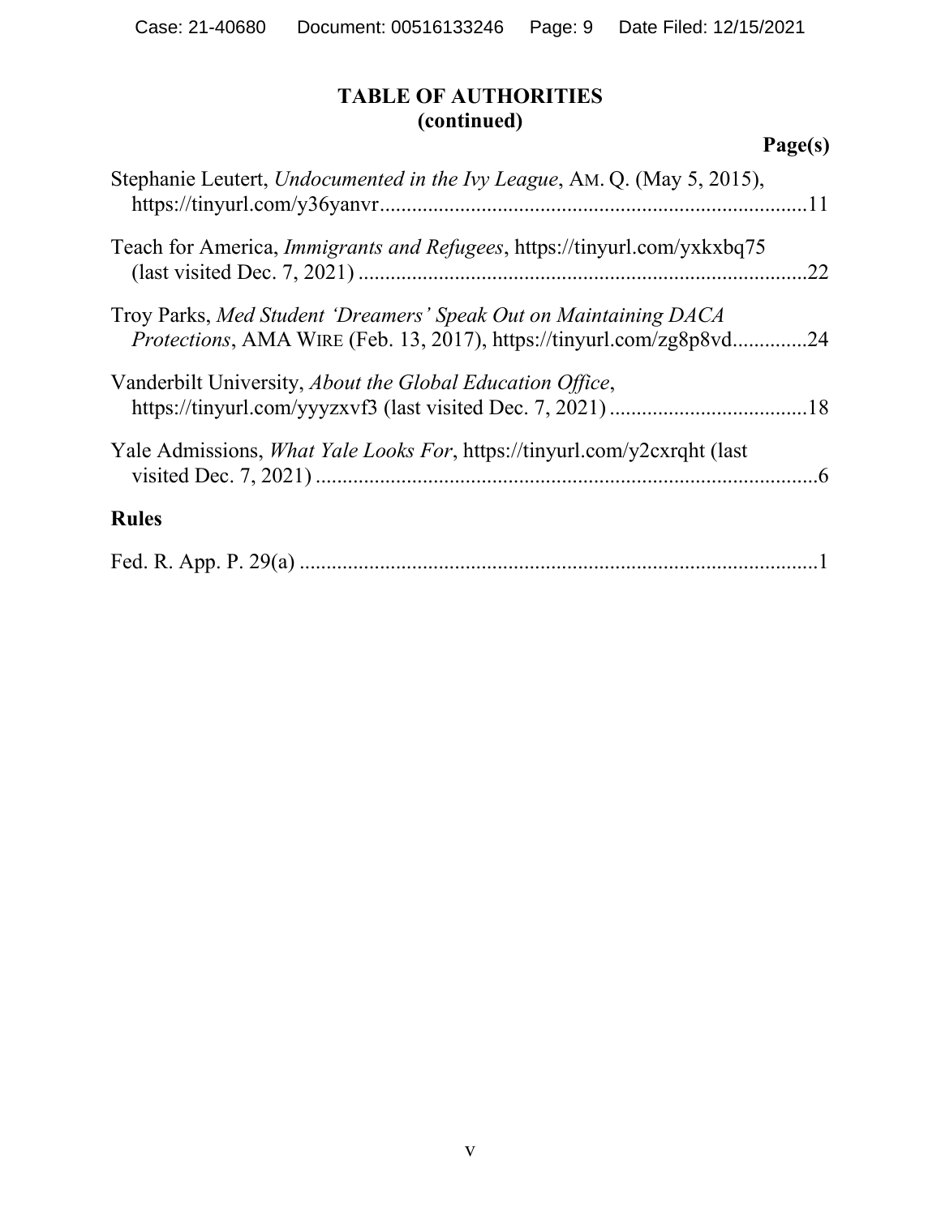## TABLE OF AUTHORITIES (continued)

**Page(s)**

Stephanie Leutert, *Undocumented in the Ivy League*, AM. Q. (May 5, 2015), https://tinyurl.com/y36yanvr ................................................................................11

Teach for America, *Immigrants and Refugees*, https://tinyurl.com/yxkxbq75 (last visited Dec. 7, 2021) ....................................................................................22

Troy Parks, *Med Student 'Dreamers' Speak Out on Maintaining DACA Protections*, AMA WIRE (Feb. 13, 2017), https://tinyurl.com/zg8p8vd..............24

Vanderbilt University, *About the Global Education Office*, https://tinyurl.com/yyyzxvf3 (last visited Dec. 7, 2021) ......................................18

Yale Admissions, *What Yale Looks For*, https://tinyurl.com/y2cxrqht (last visited Dec. 7, 2021) .............................................................................................6

**Rules**

Fed. R. App. P. 29(a) ..................................................................................................1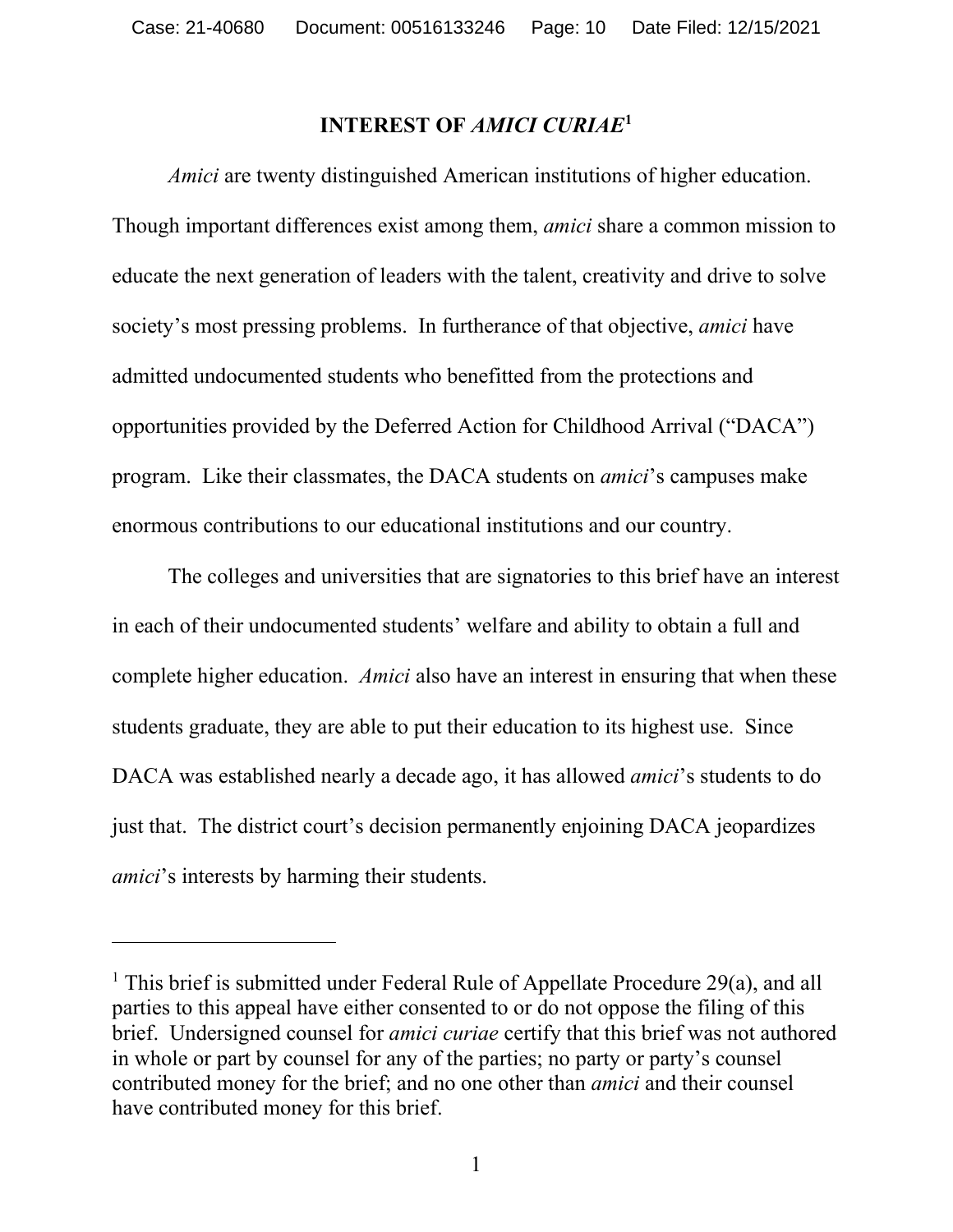## INTEREST OF *AMICI CURIAE*[1]

*Amici* are twenty distinguished American institutions of higher education. Though important differences exist among them, *amici* share a common mission to educate the next generation of leaders with the talent, creativity and drive to solve society's most pressing problems. In furtherance of that objective, *amici* have admitted undocumented students who benefitted from the protections and opportunities provided by the Deferred Action for Childhood Arrival ("DACA") program. Like their classmates, the DACA students on *amici*'s campuses make enormous contributions to our educational institutions and our country.

The colleges and universities that are signatories to this brief have an interest in each of their undocumented students' welfare and ability to obtain a full and complete higher education. *Amici* also have an interest in ensuring that when these students graduate, they are able to put their education to its highest use. Since DACA was established nearly a decade ago, it has allowed *amici*'s students to do just that. The district court's decision permanently enjoining DACA jeopardizes *amici*'s interests by harming their students.

---

[1] This brief is submitted under Federal Rule of Appellate Procedure 29(a), and all parties to this appeal have either consented to or do not oppose the filing of this brief. Undersigned counsel for *amici curiae* certify that this brief was not authored in whole or part by counsel for any of the parties; no party or party's counsel contributed money for the brief; and no one other than *amici* and their counsel have contributed money for this brief.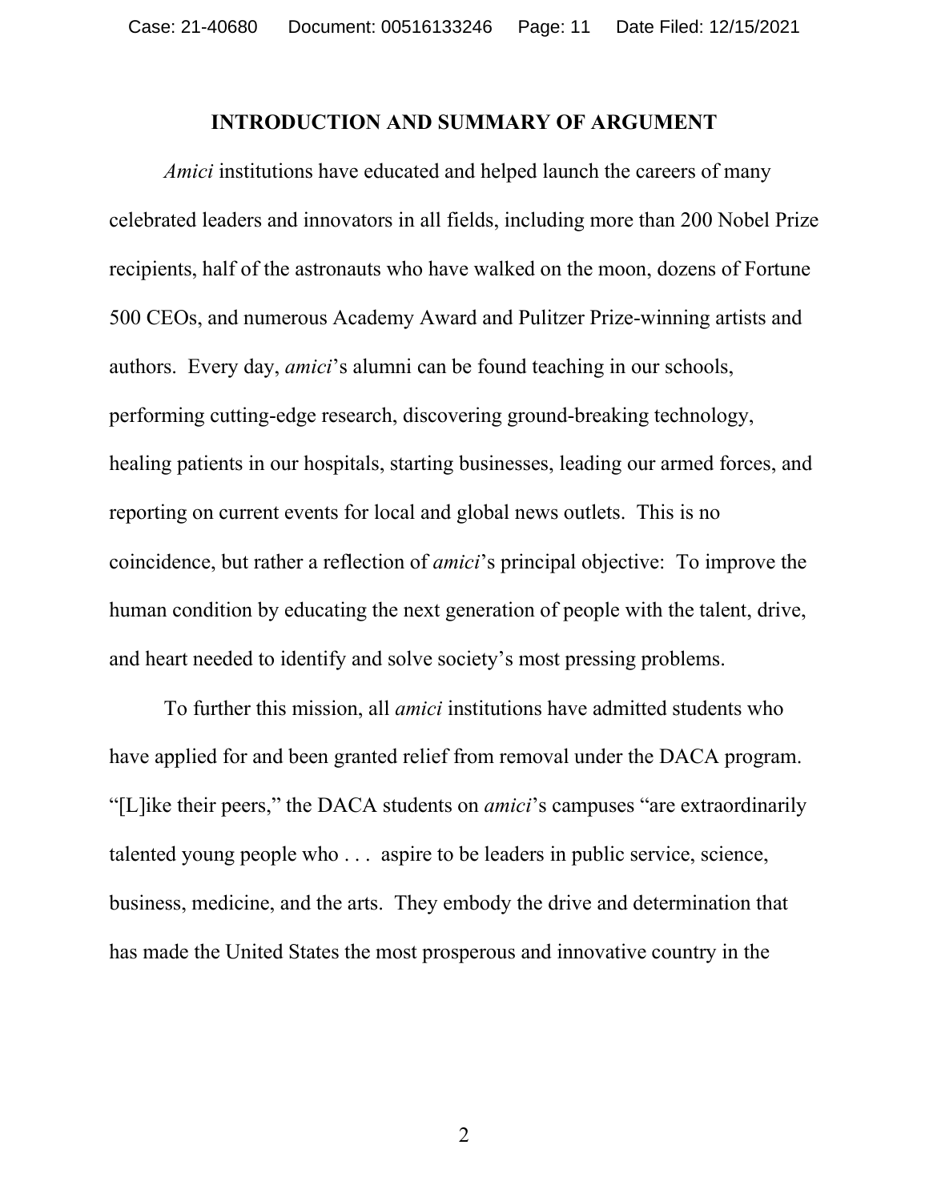## INTRODUCTION AND SUMMARY OF ARGUMENT

*Amici* institutions have educated and helped launch the careers of many celebrated leaders and innovators in all fields, including more than 200 Nobel Prize recipients, half of the astronauts who have walked on the moon, dozens of Fortune 500 CEOs, and numerous Academy Award and Pulitzer Prize-winning artists and authors. Every day, *amici*'s alumni can be found teaching in our schools, performing cutting-edge research, discovering ground-breaking technology, healing patients in our hospitals, starting businesses, leading our armed forces, and reporting on current events for local and global news outlets. This is no coincidence, but rather a reflection of *amici*'s principal objective: To improve the human condition by educating the next generation of people with the talent, drive, and heart needed to identify and solve society's most pressing problems.

To further this mission, all *amici* institutions have admitted students who have applied for and been granted relief from removal under the DACA program. "[L]ike their peers," the DACA students on *amici*'s campuses "are extraordinarily talented young people who . . . aspire to be leaders in public service, science, business, medicine, and the arts. They embody the drive and determination that has made the United States the most prosperous and innovative country in the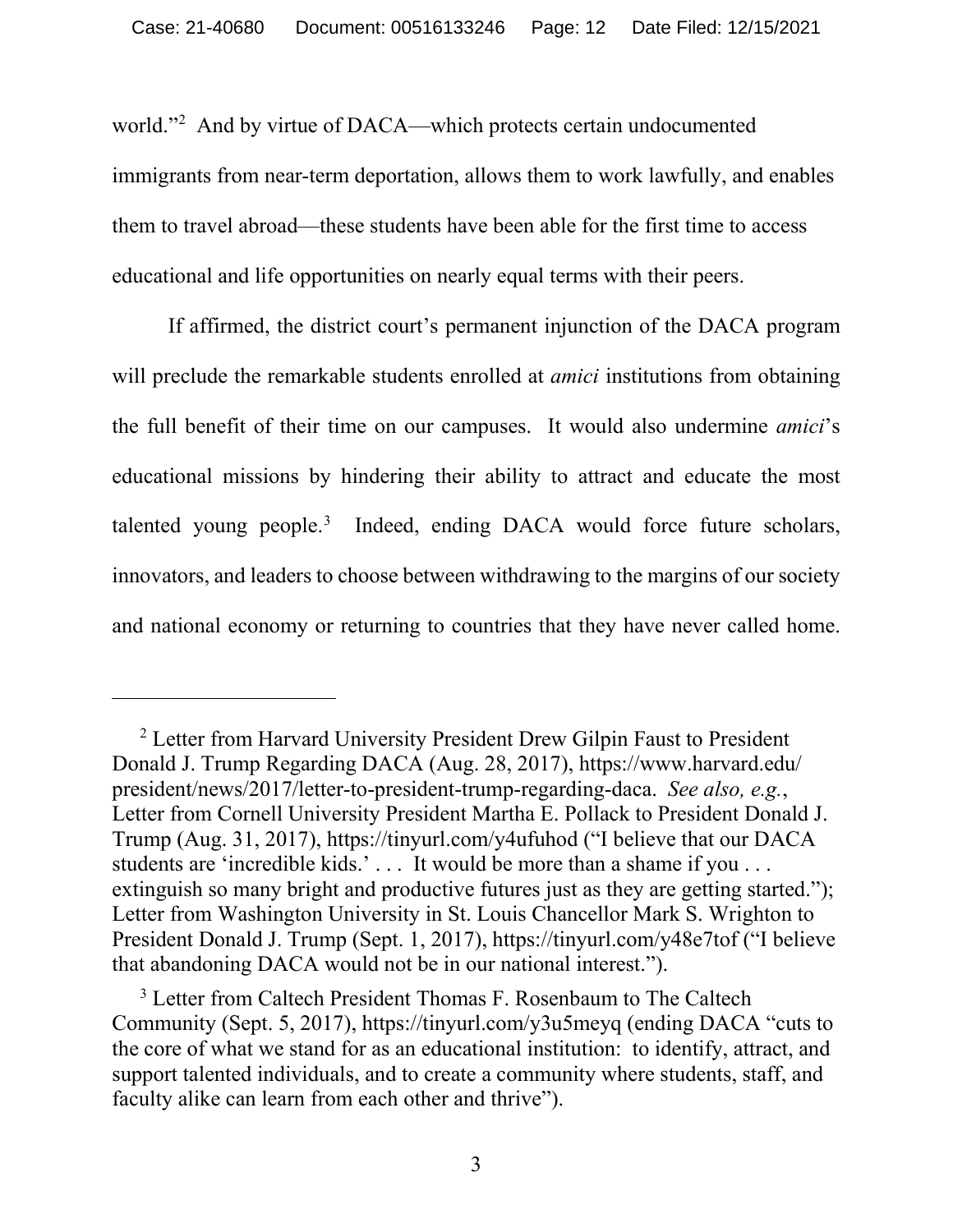world."[2] And by virtue of DACA—which protects certain undocumented immigrants from near-term deportation, allows them to work lawfully, and enables them to travel abroad—these students have been able for the first time to access educational and life opportunities on nearly equal terms with their peers.

If affirmed, the district court's permanent injunction of the DACA program will preclude the remarkable students enrolled at *amici* institutions from obtaining the full benefit of their time on our campuses. It would also undermine *amici*'s educational missions by hindering their ability to attract and educate the most talented young people.[3] Indeed, ending DACA would force future scholars, innovators, and leaders to choose between withdrawing to the margins of our society and national economy or returning to countries that they have never called home.

---

[2] Letter from Harvard University President Drew Gilpin Faust to President Donald J. Trump Regarding DACA (Aug. 28, 2017), https://www.harvard.edu/president/news/2017/letter-to-president-trump-regarding-daca. *See also, e.g.*, Letter from Cornell University President Martha E. Pollack to President Donald J. Trump (Aug. 31, 2017), https://tinyurl.com/y4ufuhod ("I believe that our DACA students are 'incredible kids.' . . . It would be more than a shame if you . . . extinguish so many bright and productive futures just as they are getting started."); Letter from Washington University in St. Louis Chancellor Mark S. Wrighton to President Donald J. Trump (Sept. 1, 2017), https://tinyurl.com/y48e7tof ("I believe that abandoning DACA would not be in our national interest.").

[3] Letter from Caltech President Thomas F. Rosenbaum to The Caltech Community (Sept. 5, 2017), https://tinyurl.com/y3u5meyq (ending DACA "cuts to the core of what we stand for as an educational institution: to identify, attract, and support talented individuals, and to create a community where students, staff, and faculty alike can learn from each other and thrive").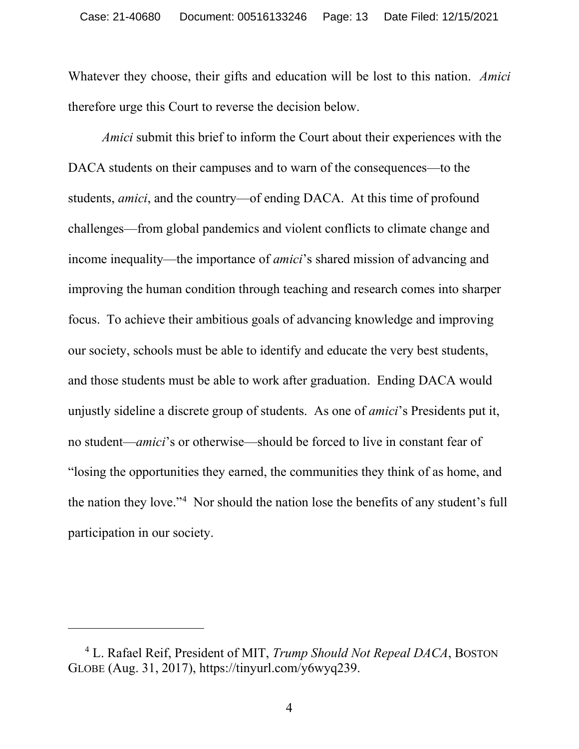Whatever they choose, their gifts and education will be lost to this nation. *Amici* therefore urge this Court to reverse the decision below.

*Amici* submit this brief to inform the Court about their experiences with the DACA students on their campuses and to warn of the consequences—to the students, *amici*, and the country—of ending DACA. At this time of profound challenges—from global pandemics and violent conflicts to climate change and income inequality—the importance of *amici*'s shared mission of advancing and improving the human condition through teaching and research comes into sharper focus. To achieve their ambitious goals of advancing knowledge and improving our society, schools must be able to identify and educate the very best students, and those students must be able to work after graduation. Ending DACA would unjustly sideline a discrete group of students. As one of *amici*'s Presidents put it, no student—*amici*'s or otherwise—should be forced to live in constant fear of "losing the opportunities they earned, the communities they think of as home, and the nation they love."[4] Nor should the nation lose the benefits of any student's full participation in our society.

---

[4] L. Rafael Reif, President of MIT, *Trump Should Not Repeal DACA*, BOSTON GLOBE (Aug. 31, 2017), https://tinyurl.com/y6wyq239.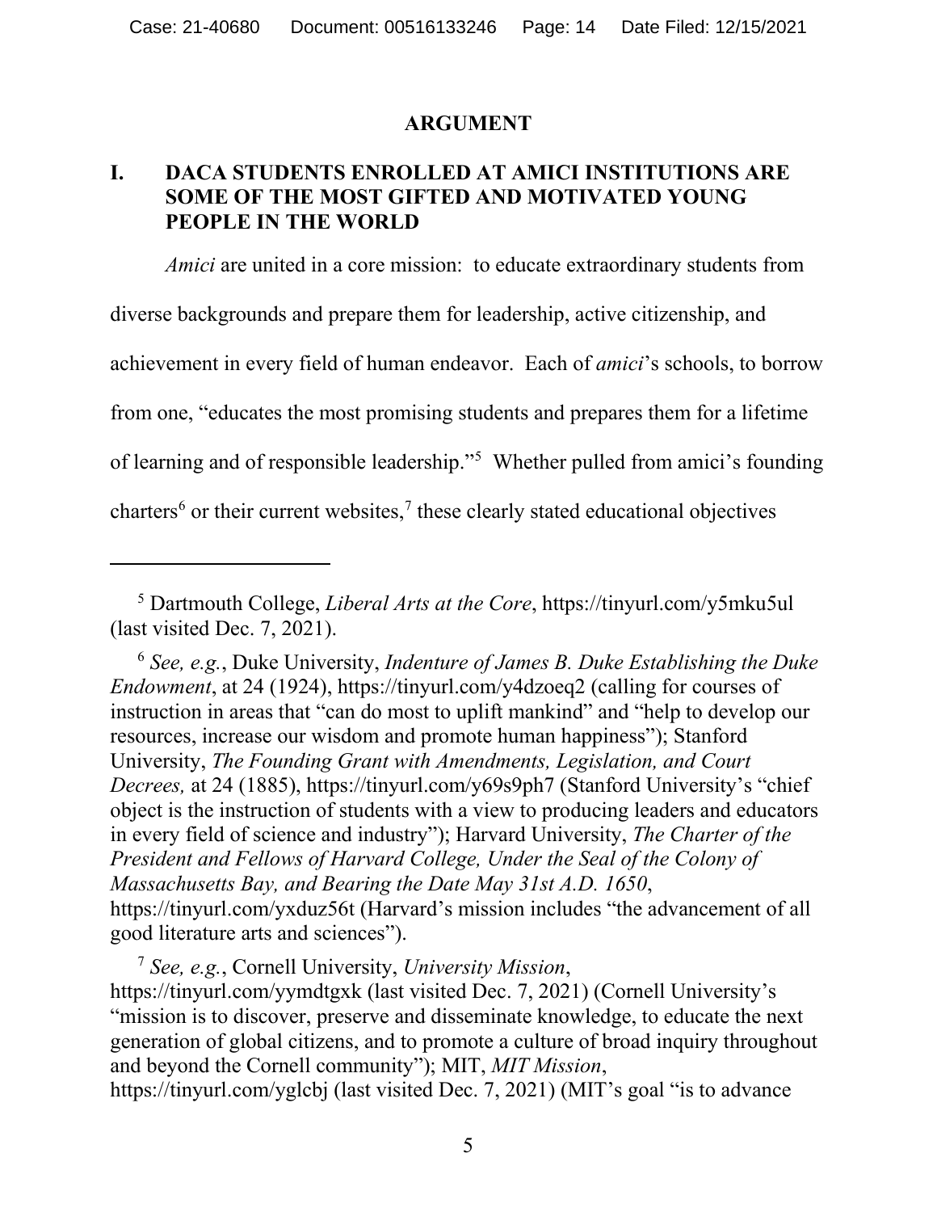## ARGUMENT

### I. DACA STUDENTS ENROLLED AT AMICI INSTITUTIONS ARE SOME OF THE MOST GIFTED AND MOTIVATED YOUNG PEOPLE IN THE WORLD

*Amici* are united in a core mission: to educate extraordinary students from diverse backgrounds and prepare them for leadership, active citizenship, and achievement in every field of human endeavor. Each of *amici*'s schools, to borrow from one, "educates the most promising students and prepares them for a lifetime of learning and of responsible leadership."[5] Whether pulled from amici's founding charters[6] or their current websites,[7] these clearly stated educational objectives

---

[5] Dartmouth College, *Liberal Arts at the Core*, https://tinyurl.com/y5mku5ul (last visited Dec. 7, 2021).

[6] *See, e.g.*, Duke University, *Indenture of James B. Duke Establishing the Duke Endowment*, at 24 (1924), https://tinyurl.com/y4dzoeq2 (calling for courses of instruction in areas that "can do most to uplift mankind" and "help to develop our resources, increase our wisdom and promote human happiness"); Stanford University, *The Founding Grant with Amendments, Legislation, and Court Decrees,* at 24 (1885), https://tinyurl.com/y69s9ph7 (Stanford University's "chief object is the instruction of students with a view to producing leaders and educators in every field of science and industry"); Harvard University, *The Charter of the President and Fellows of Harvard College, Under the Seal of the Colony of Massachusetts Bay, and Bearing the Date May 31st A.D. 1650*, https://tinyurl.com/yxduz56t (Harvard's mission includes "the advancement of all good literature arts and sciences").

[7] *See, e.g.*, Cornell University, *University Mission*, https://tinyurl.com/yymdtgxk (last visited Dec. 7, 2021) (Cornell University's "mission is to discover, preserve and disseminate knowledge, to educate the next generation of global citizens, and to promote a culture of broad inquiry throughout and beyond the Cornell community"); MIT, *MIT Mission*, https://tinyurl.com/yglcbj (last visited Dec. 7, 2021) (MIT's goal "is to advance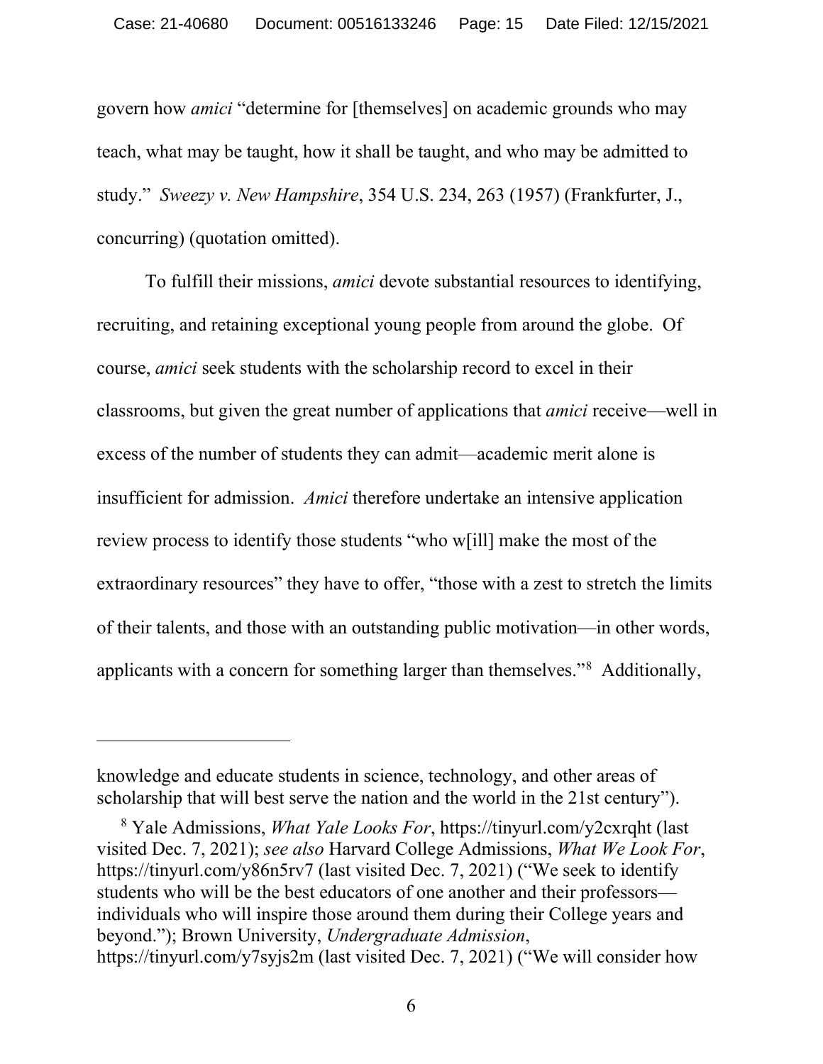govern how *amici* "determine for [themselves] on academic grounds who may teach, what may be taught, how it shall be taught, and who may be admitted to study." *Sweezy v. New Hampshire*, 354 U.S. 234, 263 (1957) (Frankfurter, J., concurring) (quotation omitted).

To fulfill their missions, *amici* devote substantial resources to identifying, recruiting, and retaining exceptional young people from around the globe. Of course, *amici* seek students with the scholarship record to excel in their classrooms, but given the great number of applications that *amici* receive—well in excess of the number of students they can admit—academic merit alone is insufficient for admission. *Amici* therefore undertake an intensive application review process to identify those students "who w[ill] make the most of the extraordinary resources" they have to offer, "those with a zest to stretch the limits of their talents, and those with an outstanding public motivation—in other words, applicants with a concern for something larger than themselves."[8] Additionally,

---

knowledge and educate students in science, technology, and other areas of scholarship that will best serve the nation and the world in the 21st century").

[8] Yale Admissions, *What Yale Looks For*, https://tinyurl.com/y2cxrqht (last visited Dec. 7, 2021); *see also* Harvard College Admissions, *What We Look For*, https://tinyurl.com/y86n5rv7 (last visited Dec. 7, 2021) ("We seek to identify students who will be the best educators of one another and their professors—individuals who will inspire those around them during their College years and beyond."); Brown University, *Undergraduate Admission*, https://tinyurl.com/y7syjs2m (last visited Dec. 7, 2021) ("We will consider how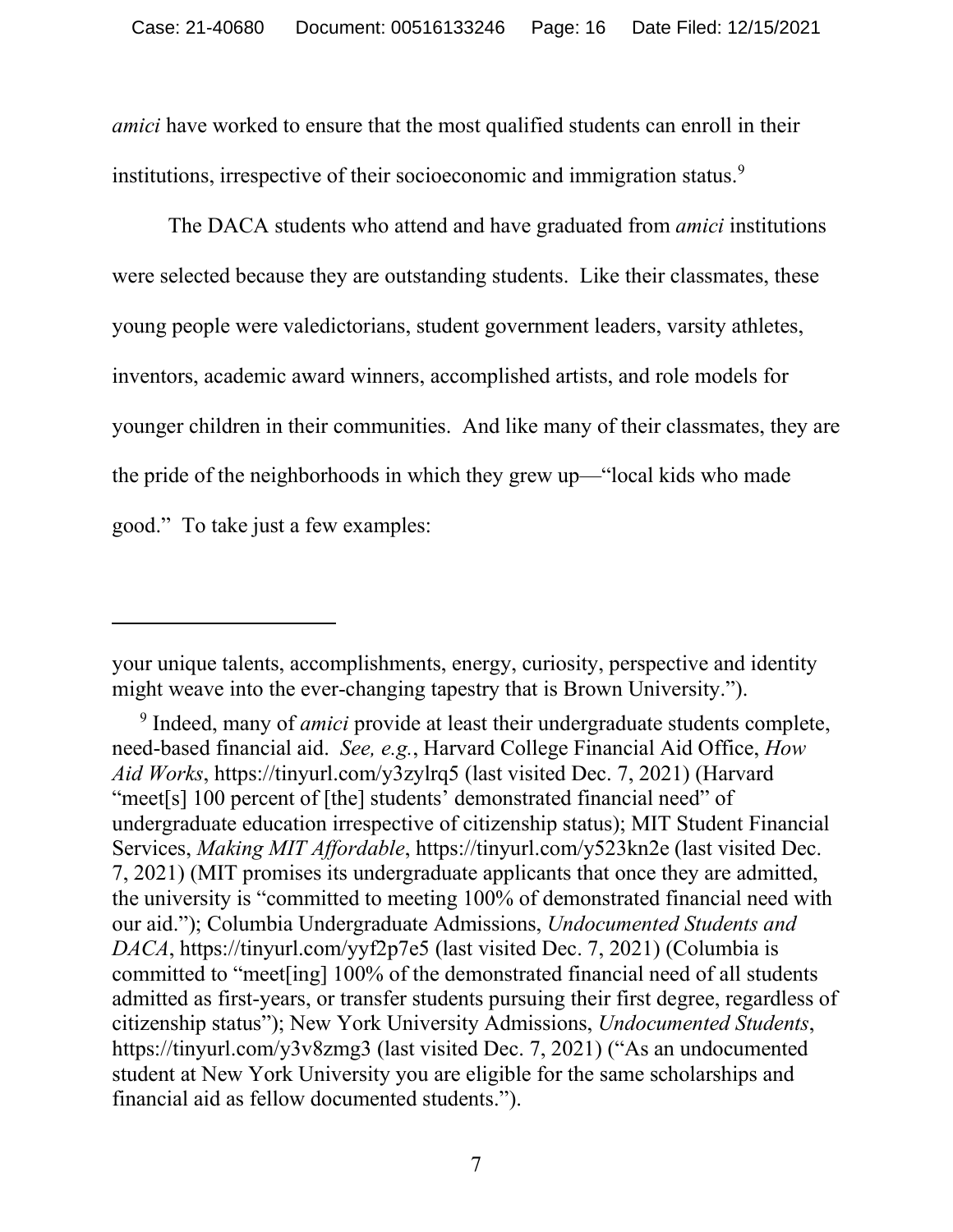*amici* have worked to ensure that the most qualified students can enroll in their institutions, irrespective of their socioeconomic and immigration status.[9]

The DACA students who attend and have graduated from *amici* institutions were selected because they are outstanding students. Like their classmates, these young people were valedictorians, student government leaders, varsity athletes, inventors, academic award winners, accomplished artists, and role models for younger children in their communities. And like many of their classmates, they are the pride of the neighborhoods in which they grew up—"local kids who made good." To take just a few examples:

---

your unique talents, accomplishments, energy, curiosity, perspective and identity might weave into the ever-changing tapestry that is Brown University.").

[9] Indeed, many of *amici* provide at least their undergraduate students complete, need-based financial aid. *See, e.g.*, Harvard College Financial Aid Office, *How Aid Works*, https://tinyurl.com/y3zylrq5 (last visited Dec. 7, 2021) (Harvard "meet[s] 100 percent of [the] students' demonstrated financial need" of undergraduate education irrespective of citizenship status); MIT Student Financial Services, *Making MIT Affordable*, https://tinyurl.com/y523kn2e (last visited Dec. 7, 2021) (MIT promises its undergraduate applicants that once they are admitted, the university is "committed to meeting 100% of demonstrated financial need with our aid."); Columbia Undergraduate Admissions, *Undocumented Students and DACA*, https://tinyurl.com/yyf2p7e5 (last visited Dec. 7, 2021) (Columbia is committed to "meet[ing] 100% of the demonstrated financial need of all students admitted as first-years, or transfer students pursuing their first degree, regardless of citizenship status"); New York University Admissions, *Undocumented Students*, https://tinyurl.com/y3v8zmg3 (last visited Dec. 7, 2021) ("As an undocumented student at New York University you are eligible for the same scholarships and financial aid as fellow documented students.").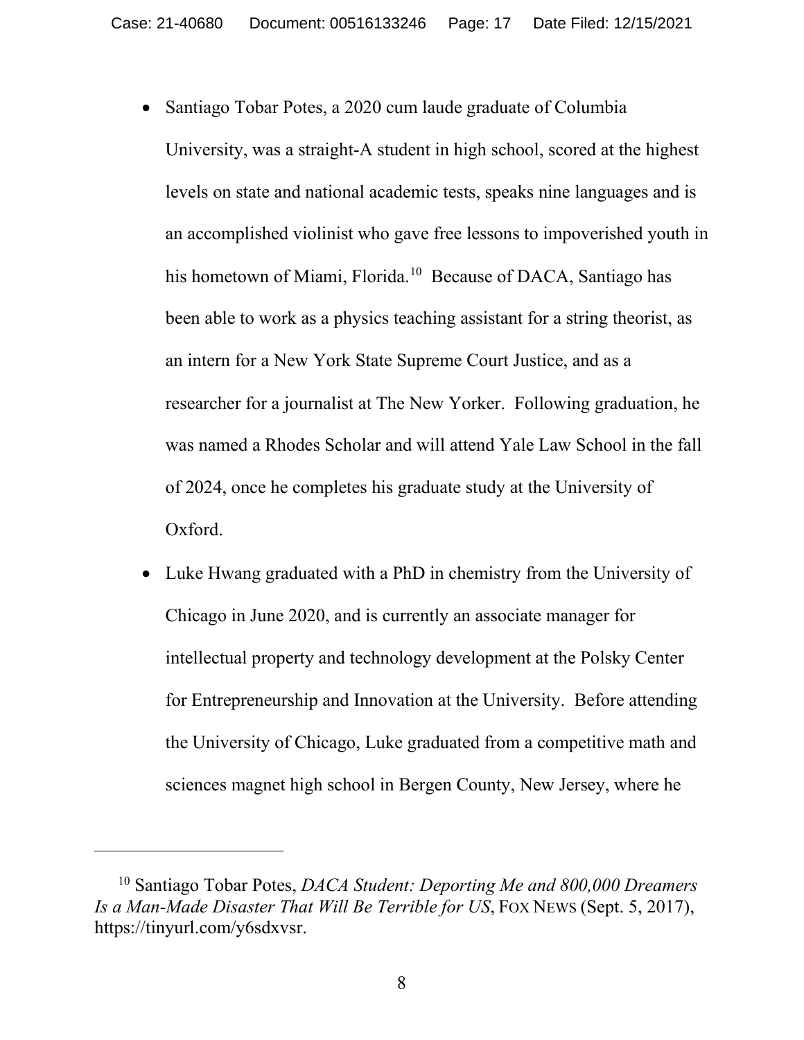- Santiago Tobar Potes, a 2020 cum laude graduate of Columbia University, was a straight-A student in high school, scored at the highest levels on state and national academic tests, speaks nine languages and is an accomplished violinist who gave free lessons to impoverished youth in his hometown of Miami, Florida.[10] Because of DACA, Santiago has been able to work as a physics teaching assistant for a string theorist, as an intern for a New York State Supreme Court Justice, and as a researcher for a journalist at The New Yorker. Following graduation, he was named a Rhodes Scholar and will attend Yale Law School in the fall of 2024, once he completes his graduate study at the University of Oxford.
- Luke Hwang graduated with a PhD in chemistry from the University of Chicago in June 2020, and is currently an associate manager for intellectual property and technology development at the Polsky Center for Entrepreneurship and Innovation at the University. Before attending the University of Chicago, Luke graduated from a competitive math and sciences magnet high school in Bergen County, New Jersey, where he

---

[10] Santiago Tobar Potes, *DACA Student: Deporting Me and 800,000 Dreamers Is a Man-Made Disaster That Will Be Terrible for US*, FOX NEWS (Sept. 5, 2017), https://tinyurl.com/y6sdxvsr.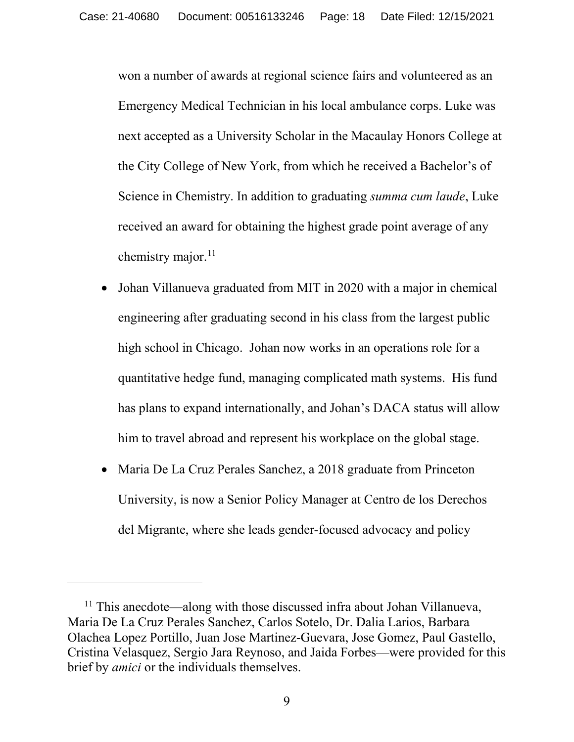won a number of awards at regional science fairs and volunteered as an Emergency Medical Technician in his local ambulance corps. Luke was next accepted as a University Scholar in the Macaulay Honors College at the City College of New York, from which he received a Bachelor's of Science in Chemistry. In addition to graduating *summa cum laude*, Luke received an award for obtaining the highest grade point average of any chemistry major.[11]

- Johan Villanueva graduated from MIT in 2020 with a major in chemical engineering after graduating second in his class from the largest public high school in Chicago. Johan now works in an operations role for a quantitative hedge fund, managing complicated math systems. His fund has plans to expand internationally, and Johan's DACA status will allow him to travel abroad and represent his workplace on the global stage.
- Maria De La Cruz Perales Sanchez, a 2018 graduate from Princeton University, is now a Senior Policy Manager at Centro de los Derechos del Migrante, where she leads gender-focused advocacy and policy

---

[11] This anecdote—along with those discussed infra about Johan Villanueva, Maria De La Cruz Perales Sanchez, Carlos Sotelo, Dr. Dalia Larios, Barbara Olachea Lopez Portillo, Juan Jose Martinez-Guevara, Jose Gomez, Paul Gastello, Cristina Velasquez, Sergio Jara Reynoso, and Jaida Forbes—were provided for this brief by *amici* or the individuals themselves.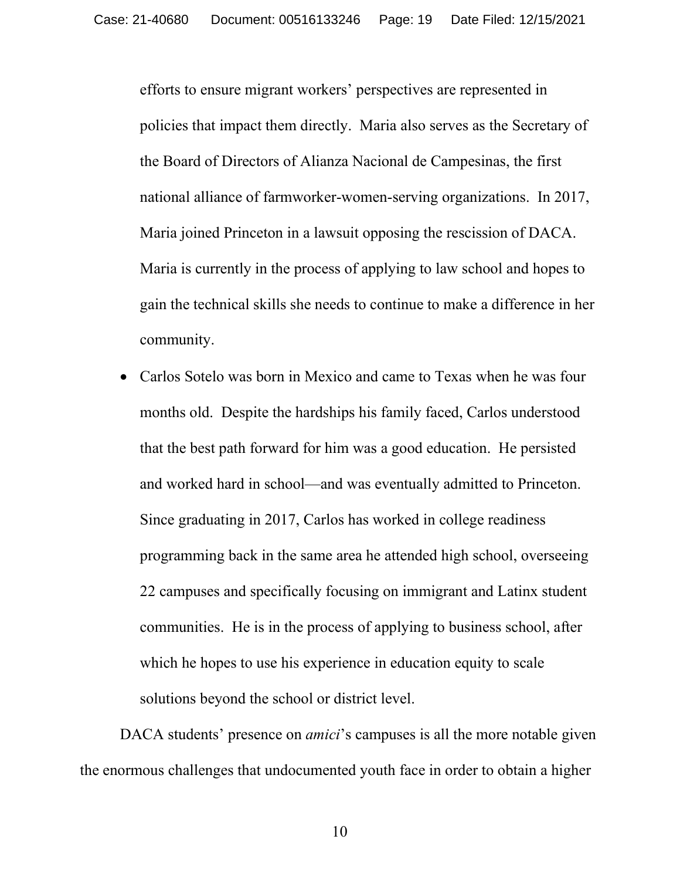efforts to ensure migrant workers' perspectives are represented in policies that impact them directly. Maria also serves as the Secretary of the Board of Directors of Alianza Nacional de Campesinas, the first national alliance of farmworker-women-serving organizations. In 2017, Maria joined Princeton in a lawsuit opposing the rescission of DACA. Maria is currently in the process of applying to law school and hopes to gain the technical skills she needs to continue to make a difference in her community.

- Carlos Sotelo was born in Mexico and came to Texas when he was four months old. Despite the hardships his family faced, Carlos understood that the best path forward for him was a good education. He persisted and worked hard in school—and was eventually admitted to Princeton. Since graduating in 2017, Carlos has worked in college readiness programming back in the same area he attended high school, overseeing 22 campuses and specifically focusing on immigrant and Latinx student communities. He is in the process of applying to business school, after which he hopes to use his experience in education equity to scale solutions beyond the school or district level.

DACA students' presence on *amici*'s campuses is all the more notable given the enormous challenges that undocumented youth face in order to obtain a higher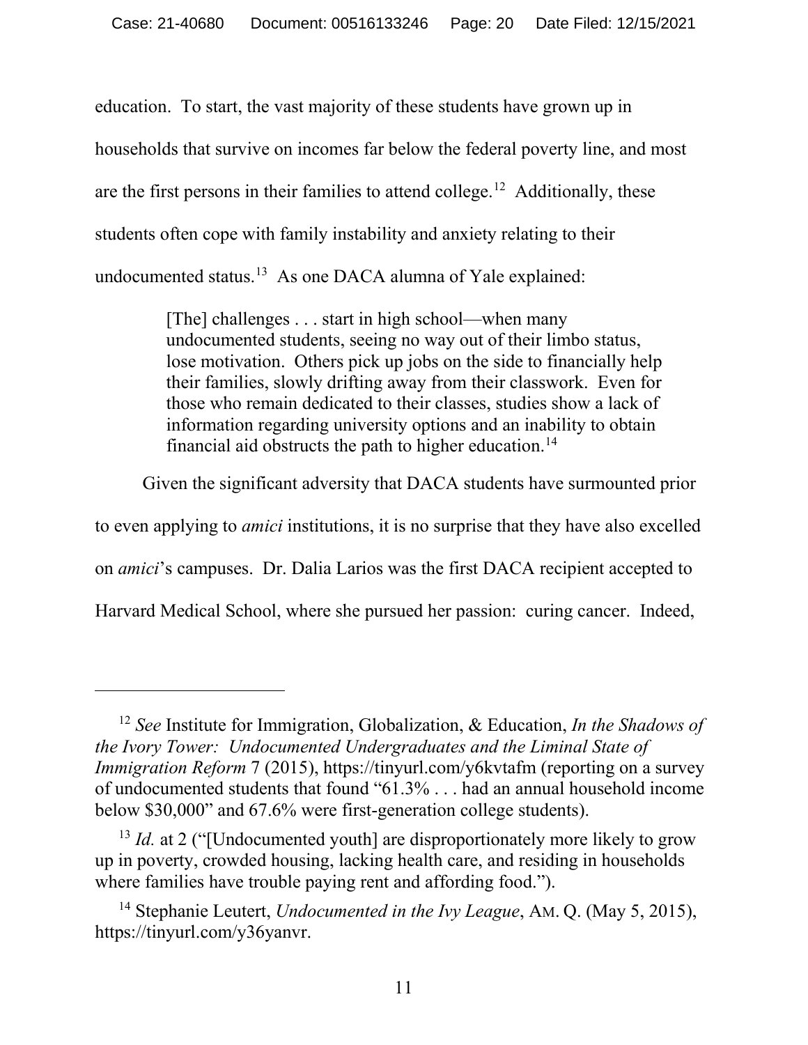education. To start, the vast majority of these students have grown up in households that survive on incomes far below the federal poverty line, and most are the first persons in their families to attend college.[12] Additionally, these students often cope with family instability and anxiety relating to their undocumented status.[13] As one DACA alumna of Yale explained:

> [The] challenges . . . start in high school—when many undocumented students, seeing no way out of their limbo status, lose motivation. Others pick up jobs on the side to financially help their families, slowly drifting away from their classwork. Even for those who remain dedicated to their classes, studies show a lack of information regarding university options and an inability to obtain financial aid obstructs the path to higher education.[14]

Given the significant adversity that DACA students have surmounted prior to even applying to *amici* institutions, it is no surprise that they have also excelled on *amici*'s campuses. Dr. Dalia Larios was the first DACA recipient accepted to Harvard Medical School, where she pursued her passion: curing cancer. Indeed,

---

[12] *See* Institute for Immigration, Globalization, & Education, *In the Shadows of the Ivory Tower: Undocumented Undergraduates and the Liminal State of Immigration Reform* 7 (2015), https://tinyurl.com/y6kvtafm (reporting on a survey of undocumented students that found "61.3% . . . had an annual household income below $30,000" and 67.6% were first-generation college students).

[13] *Id.* at 2 ("[Undocumented youth] are disproportionately more likely to grow up in poverty, crowded housing, lacking health care, and residing in households where families have trouble paying rent and affording food.").

[14] Stephanie Leutert, *Undocumented in the Ivy League*, AM. Q. (May 5, 2015), https://tinyurl.com/y36yanvr.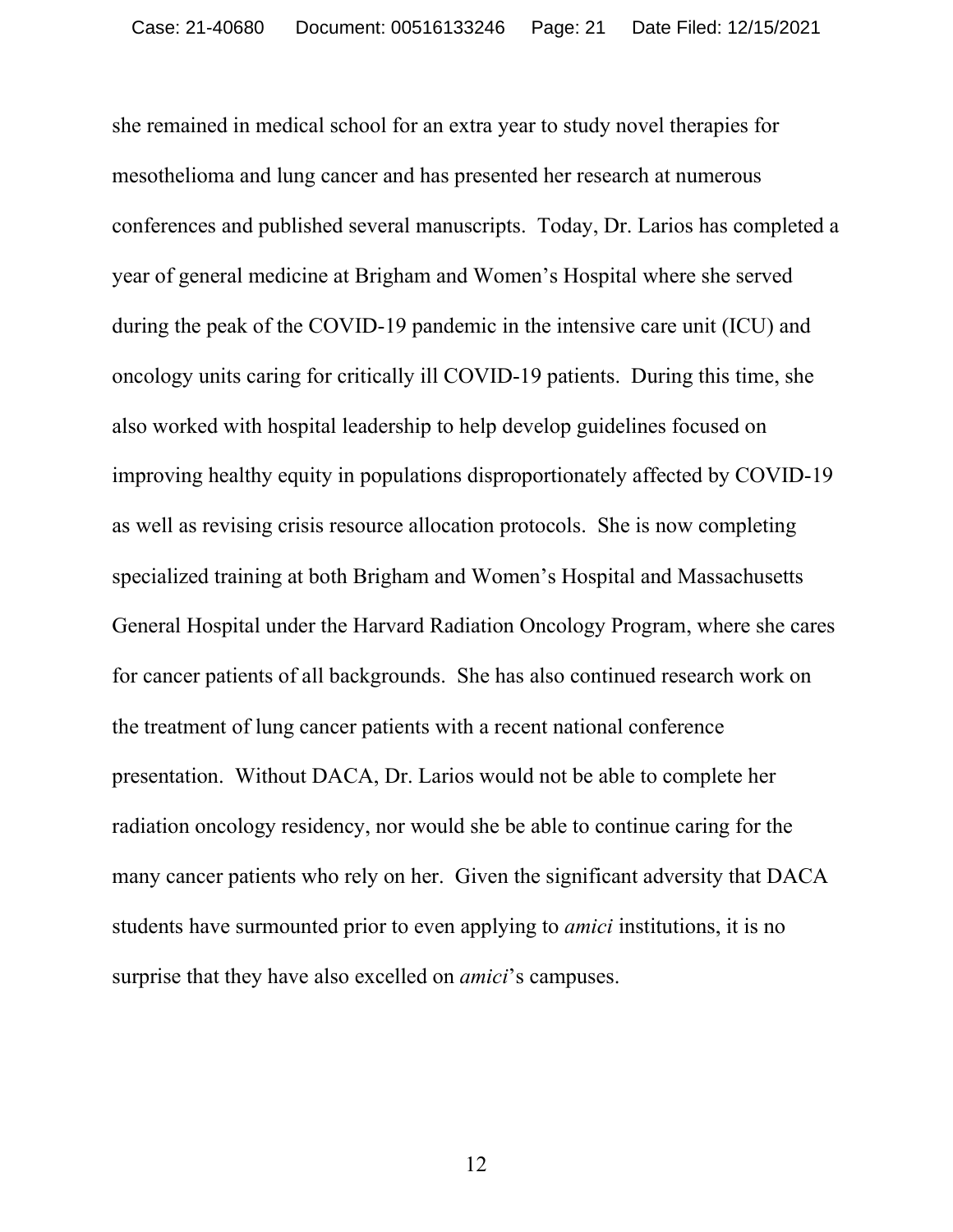she remained in medical school for an extra year to study novel therapies for mesothelioma and lung cancer and has presented her research at numerous conferences and published several manuscripts. Today, Dr. Larios has completed a year of general medicine at Brigham and Women's Hospital where she served during the peak of the COVID-19 pandemic in the intensive care unit (ICU) and oncology units caring for critically ill COVID-19 patients. During this time, she also worked with hospital leadership to help develop guidelines focused on improving healthy equity in populations disproportionately affected by COVID-19 as well as revising crisis resource allocation protocols. She is now completing specialized training at both Brigham and Women's Hospital and Massachusetts General Hospital under the Harvard Radiation Oncology Program, where she cares for cancer patients of all backgrounds. She has also continued research work on the treatment of lung cancer patients with a recent national conference presentation. Without DACA, Dr. Larios would not be able to complete her radiation oncology residency, nor would she be able to continue caring for the many cancer patients who rely on her. Given the significant adversity that DACA students have surmounted prior to even applying to *amici* institutions, it is no surprise that they have also excelled on *amici*'s campuses.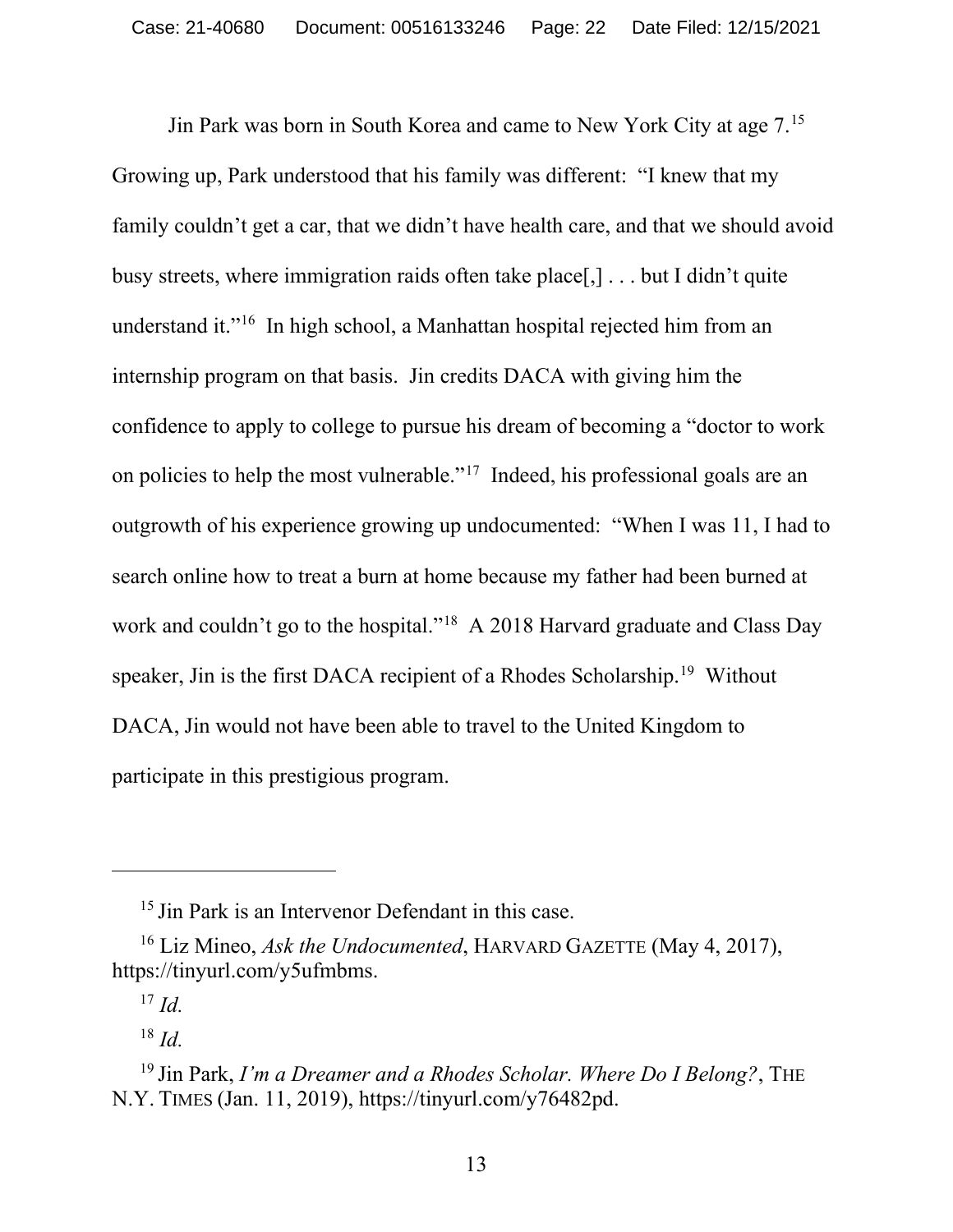Jin Park was born in South Korea and came to New York City at age 7.[15] Growing up, Park understood that his family was different: "I knew that my family couldn't get a car, that we didn't have health care, and that we should avoid busy streets, where immigration raids often take place[,] . . . but I didn't quite understand it."[16] In high school, a Manhattan hospital rejected him from an internship program on that basis. Jin credits DACA with giving him the confidence to apply to college to pursue his dream of becoming a "doctor to work on policies to help the most vulnerable."[17] Indeed, his professional goals are an outgrowth of his experience growing up undocumented: "When I was 11, I had to search online how to treat a burn at home because my father had been burned at work and couldn't go to the hospital."[18] A 2018 Harvard graduate and Class Day speaker, Jin is the first DACA recipient of a Rhodes Scholarship.[19] Without DACA, Jin would not have been able to travel to the United Kingdom to participate in this prestigious program.

---

[15] Jin Park is an Intervenor Defendant in this case.

[16] Liz Mineo, *Ask the Undocumented*, HARVARD GAZETTE (May 4, 2017), https://tinyurl.com/y5ufmbms.

[17] *Id.*

[18] *Id.*

[19] Jin Park, *I'm a Dreamer and a Rhodes Scholar. Where Do I Belong?*, THE N.Y. TIMES (Jan. 11, 2019), https://tinyurl.com/y76482pd.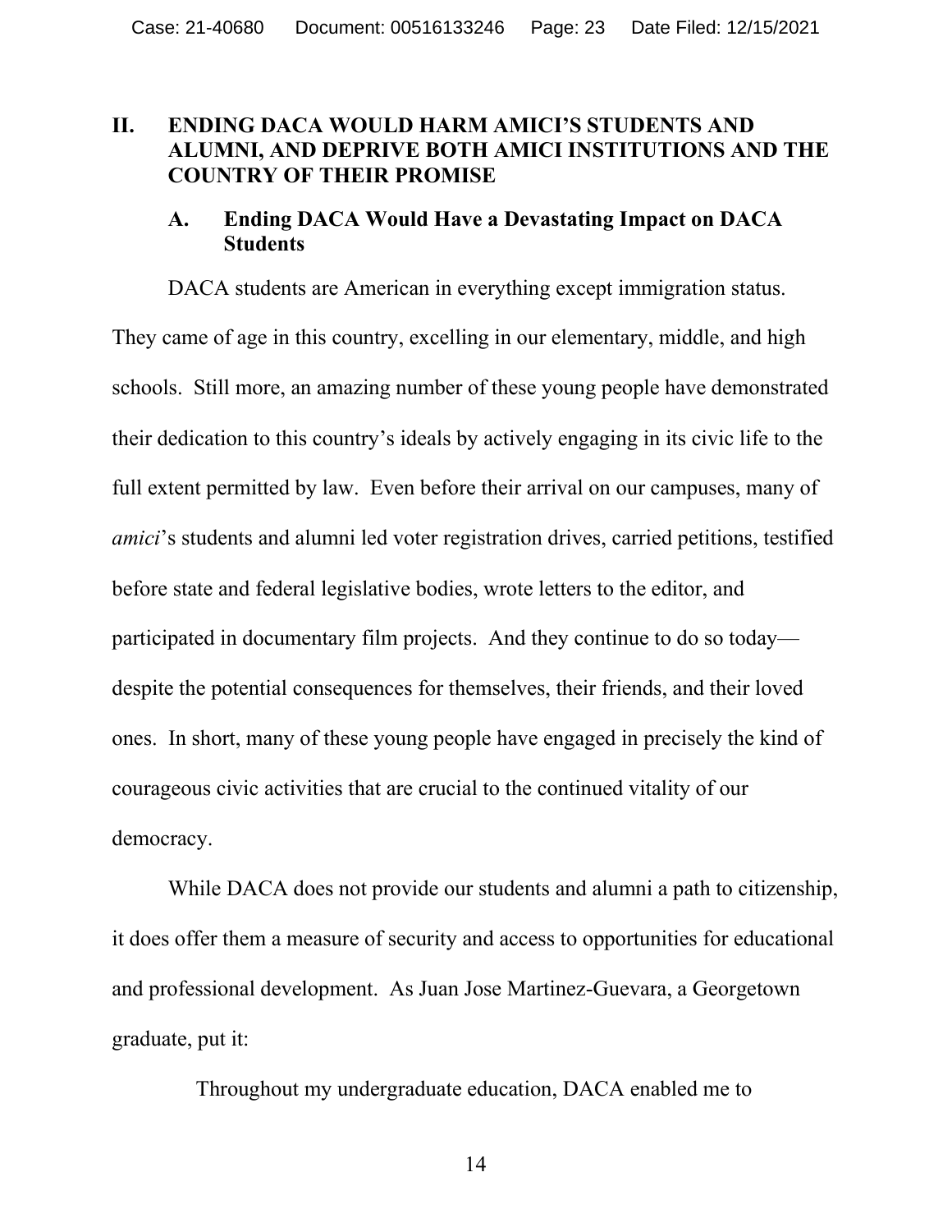## II. ENDING DACA WOULD HARM AMICI'S STUDENTS AND ALUMNI, AND DEPRIVE BOTH AMICI INSTITUTIONS AND THE COUNTRY OF THEIR PROMISE

### A. Ending DACA Would Have a Devastating Impact on DACA Students

DACA students are American in everything except immigration status. They came of age in this country, excelling in our elementary, middle, and high schools. Still more, an amazing number of these young people have demonstrated their dedication to this country's ideals by actively engaging in its civic life to the full extent permitted by law. Even before their arrival on our campuses, many of *amici*'s students and alumni led voter registration drives, carried petitions, testified before state and federal legislative bodies, wrote letters to the editor, and participated in documentary film projects. And they continue to do so today—despite the potential consequences for themselves, their friends, and their loved ones. In short, many of these young people have engaged in precisely the kind of courageous civic activities that are crucial to the continued vitality of our democracy.

While DACA does not provide our students and alumni a path to citizenship, it does offer them a measure of security and access to opportunities for educational and professional development. As Juan Jose Martinez-Guevara, a Georgetown graduate, put it:

> Throughout my undergraduate education, DACA enabled me to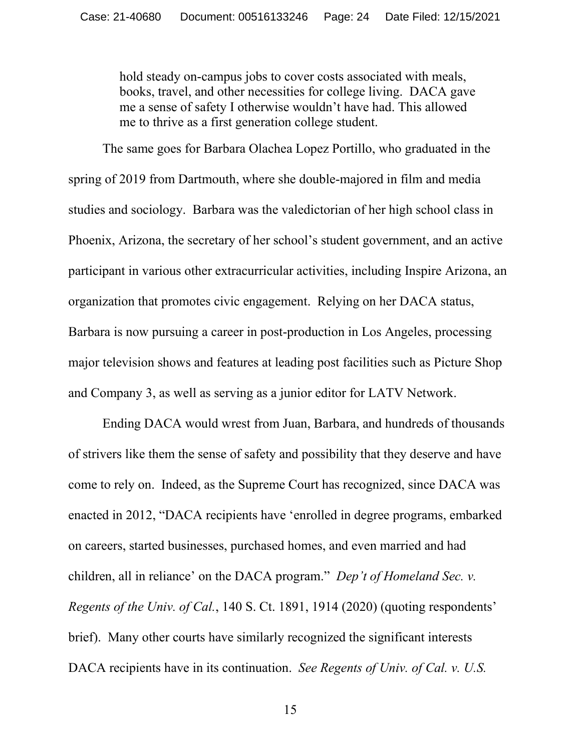> hold steady on-campus jobs to cover costs associated with meals, books, travel, and other necessities for college living. DACA gave me a sense of safety I otherwise wouldn't have had. This allowed me to thrive as a first generation college student.

The same goes for Barbara Olachea Lopez Portillo, who graduated in the spring of 2019 from Dartmouth, where she double-majored in film and media studies and sociology. Barbara was the valedictorian of her high school class in Phoenix, Arizona, the secretary of her school's student government, and an active participant in various other extracurricular activities, including Inspire Arizona, an organization that promotes civic engagement. Relying on her DACA status, Barbara is now pursuing a career in post-production in Los Angeles, processing major television shows and features at leading post facilities such as Picture Shop and Company 3, as well as serving as a junior editor for LATV Network.

Ending DACA would wrest from Juan, Barbara, and hundreds of thousands of strivers like them the sense of safety and possibility that they deserve and have come to rely on. Indeed, as the Supreme Court has recognized, since DACA was enacted in 2012, "DACA recipients have 'enrolled in degree programs, embarked on careers, started businesses, purchased homes, and even married and had children, all in reliance' on the DACA program." *Dep't of Homeland Sec. v. Regents of the Univ. of Cal.*, 140 S. Ct. 1891, 1914 (2020) (quoting respondents' brief). Many other courts have similarly recognized the significant interests DACA recipients have in its continuation. *See Regents of Univ. of Cal. v. U.S.*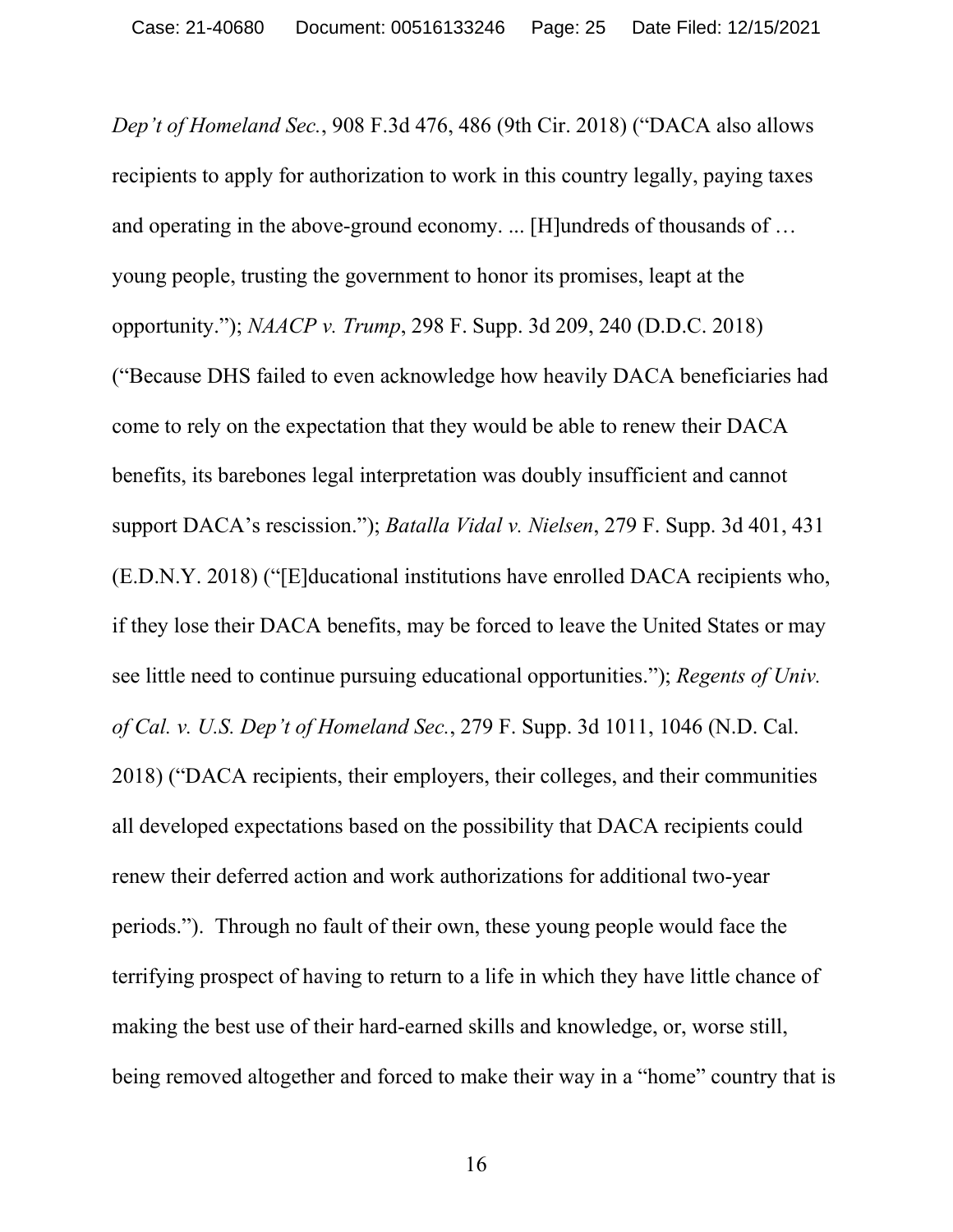*Dep't of Homeland Sec.*, 908 F.3d 476, 486 (9th Cir. 2018) ("DACA also allows recipients to apply for authorization to work in this country legally, paying taxes and operating in the above-ground economy. ... [H]undreds of thousands of … young people, trusting the government to honor its promises, leapt at the opportunity."); *NAACP v. Trump*, 298 F. Supp. 3d 209, 240 (D.D.C. 2018) ("Because DHS failed to even acknowledge how heavily DACA beneficiaries had come to rely on the expectation that they would be able to renew their DACA benefits, its barebones legal interpretation was doubly insufficient and cannot support DACA's rescission."); *Batalla Vidal v. Nielsen*, 279 F. Supp. 3d 401, 431 (E.D.N.Y. 2018) ("[E]ducational institutions have enrolled DACA recipients who, if they lose their DACA benefits, may be forced to leave the United States or may see little need to continue pursuing educational opportunities."); *Regents of Univ. of Cal. v. U.S. Dep't of Homeland Sec.*, 279 F. Supp. 3d 1011, 1046 (N.D. Cal. 2018) ("DACA recipients, their employers, their colleges, and their communities all developed expectations based on the possibility that DACA recipients could renew their deferred action and work authorizations for additional two-year periods."). Through no fault of their own, these young people would face the terrifying prospect of having to return to a life in which they have little chance of making the best use of their hard-earned skills and knowledge, or, worse still, being removed altogether and forced to make their way in a "home" country that is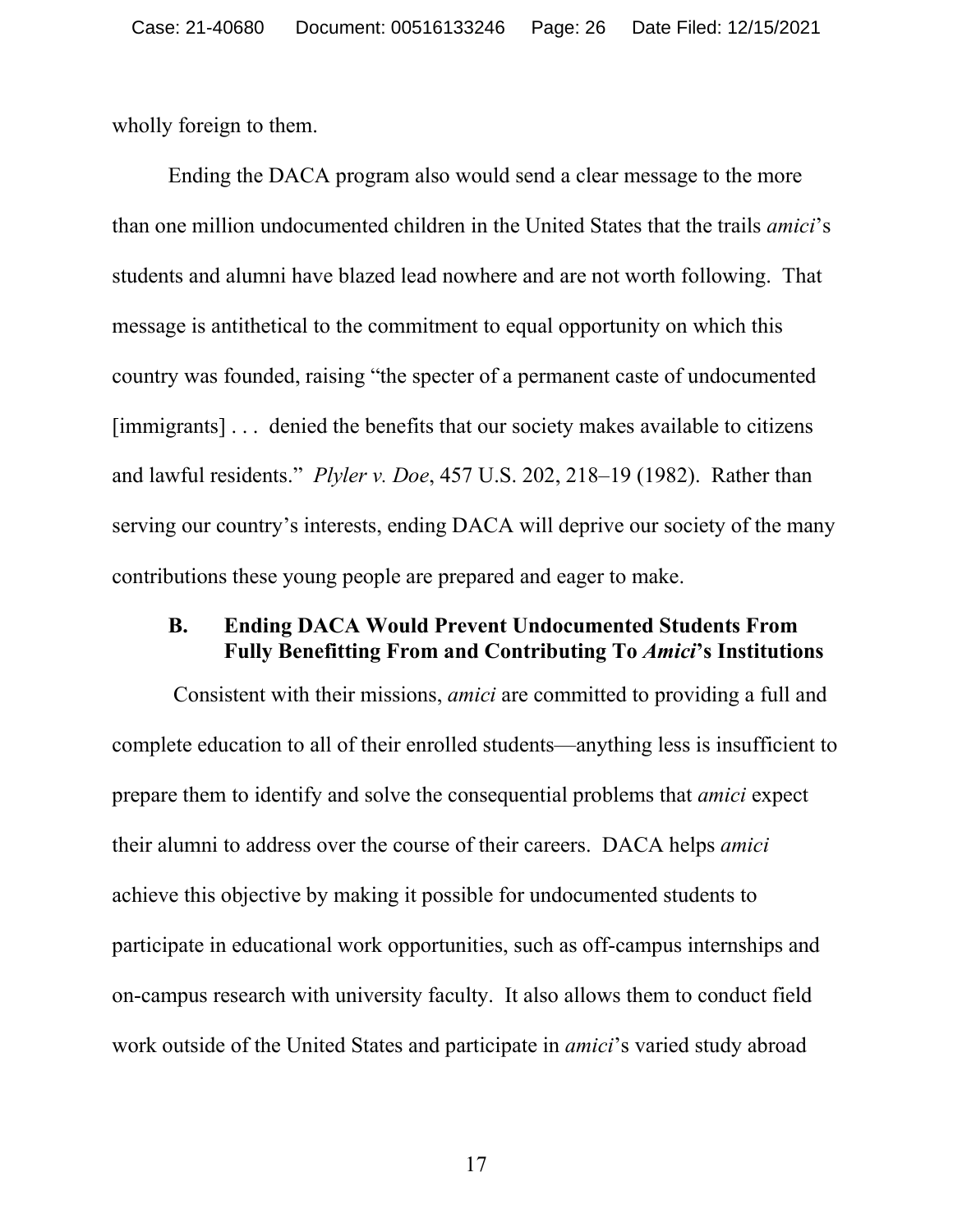wholly foreign to them.

Ending the DACA program also would send a clear message to the more than one million undocumented children in the United States that the trails *amici*'s students and alumni have blazed lead nowhere and are not worth following. That message is antithetical to the commitment to equal opportunity on which this country was founded, raising "the specter of a permanent caste of undocumented [immigrants] . . . denied the benefits that our society makes available to citizens and lawful residents." *Plyler v. Doe*, 457 U.S. 202, 218–19 (1982). Rather than serving our country's interests, ending DACA will deprive our society of the many contributions these young people are prepared and eager to make.

### B. Ending DACA Would Prevent Undocumented Students From Fully Benefitting From and Contributing To *Amici*'s Institutions

Consistent with their missions, *amici* are committed to providing a full and complete education to all of their enrolled students—anything less is insufficient to prepare them to identify and solve the consequential problems that *amici* expect their alumni to address over the course of their careers. DACA helps *amici* achieve this objective by making it possible for undocumented students to participate in educational work opportunities, such as off-campus internships and on-campus research with university faculty. It also allows them to conduct field work outside of the United States and participate in *amici*'s varied study abroad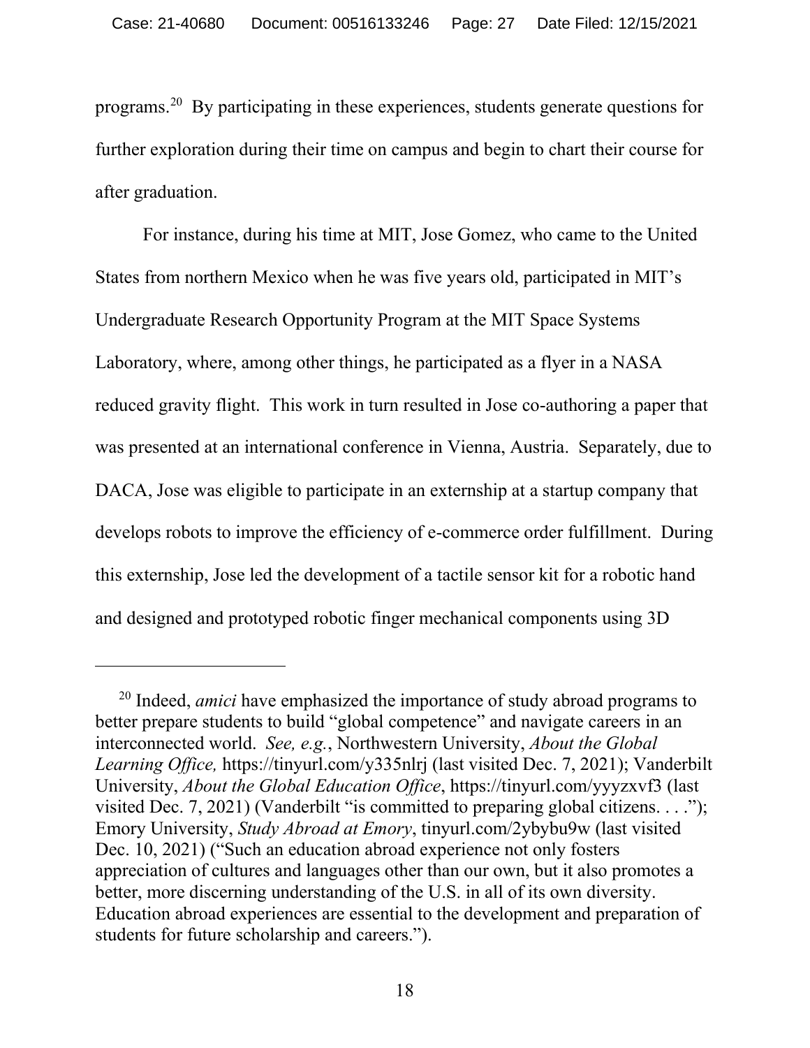programs.[20] By participating in these experiences, students generate questions for further exploration during their time on campus and begin to chart their course for after graduation.

For instance, during his time at MIT, Jose Gomez, who came to the United States from northern Mexico when he was five years old, participated in MIT's Undergraduate Research Opportunity Program at the MIT Space Systems Laboratory, where, among other things, he participated as a flyer in a NASA reduced gravity flight. This work in turn resulted in Jose co-authoring a paper that was presented at an international conference in Vienna, Austria. Separately, due to DACA, Jose was eligible to participate in an externship at a startup company that develops robots to improve the efficiency of e-commerce order fulfillment. During this externship, Jose led the development of a tactile sensor kit for a robotic hand and designed and prototyped robotic finger mechanical components using 3D

---

[20] Indeed, *amici* have emphasized the importance of study abroad programs to better prepare students to build "global competence" and navigate careers in an interconnected world. *See, e.g.*, Northwestern University, *About the Global Learning Office,* https://tinyurl.com/y335nlrj (last visited Dec. 7, 2021); Vanderbilt University, *About the Global Education Office*, https://tinyurl.com/yyyzxvf3 (last visited Dec. 7, 2021) (Vanderbilt "is committed to preparing global citizens. . . ."); Emory University, *Study Abroad at Emory*, tinyurl.com/2ybybu9w (last visited Dec. 10, 2021) ("Such an education abroad experience not only fosters appreciation of cultures and languages other than our own, but it also promotes a better, more discerning understanding of the U.S. in all of its own diversity. Education abroad experiences are essential to the development and preparation of students for future scholarship and careers.").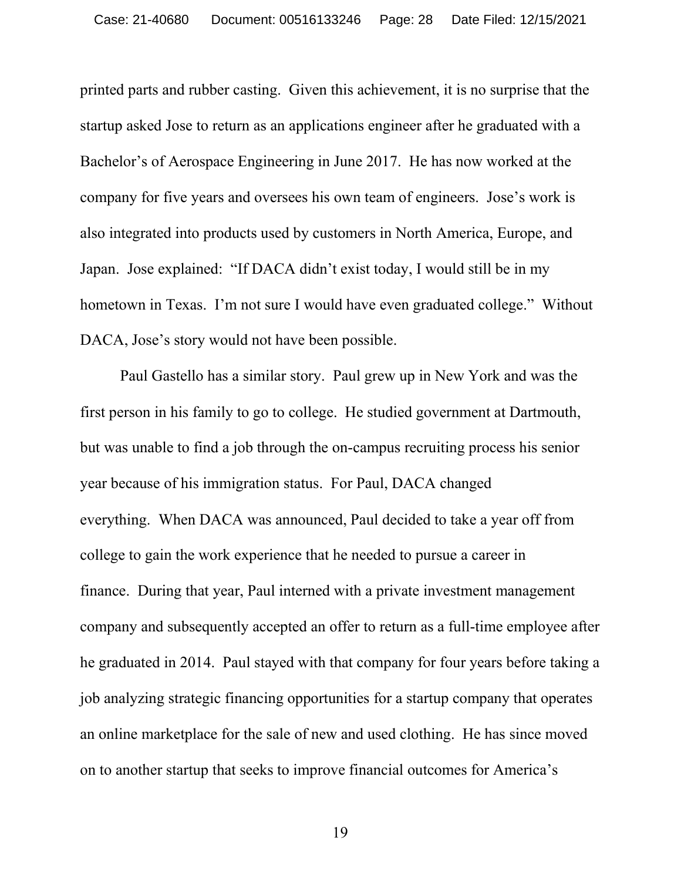printed parts and rubber casting. Given this achievement, it is no surprise that the startup asked Jose to return as an applications engineer after he graduated with a Bachelor's of Aerospace Engineering in June 2017. He has now worked at the company for five years and oversees his own team of engineers. Jose's work is also integrated into products used by customers in North America, Europe, and Japan. Jose explained: "If DACA didn't exist today, I would still be in my hometown in Texas. I'm not sure I would have even graduated college." Without DACA, Jose's story would not have been possible.

Paul Gastello has a similar story. Paul grew up in New York and was the first person in his family to go to college. He studied government at Dartmouth, but was unable to find a job through the on-campus recruiting process his senior year because of his immigration status. For Paul, DACA changed everything. When DACA was announced, Paul decided to take a year off from college to gain the work experience that he needed to pursue a career in finance. During that year, Paul interned with a private investment management company and subsequently accepted an offer to return as a full-time employee after he graduated in 2014. Paul stayed with that company for four years before taking a job analyzing strategic financing opportunities for a startup company that operates an online marketplace for the sale of new and used clothing. He has since moved on to another startup that seeks to improve financial outcomes for America's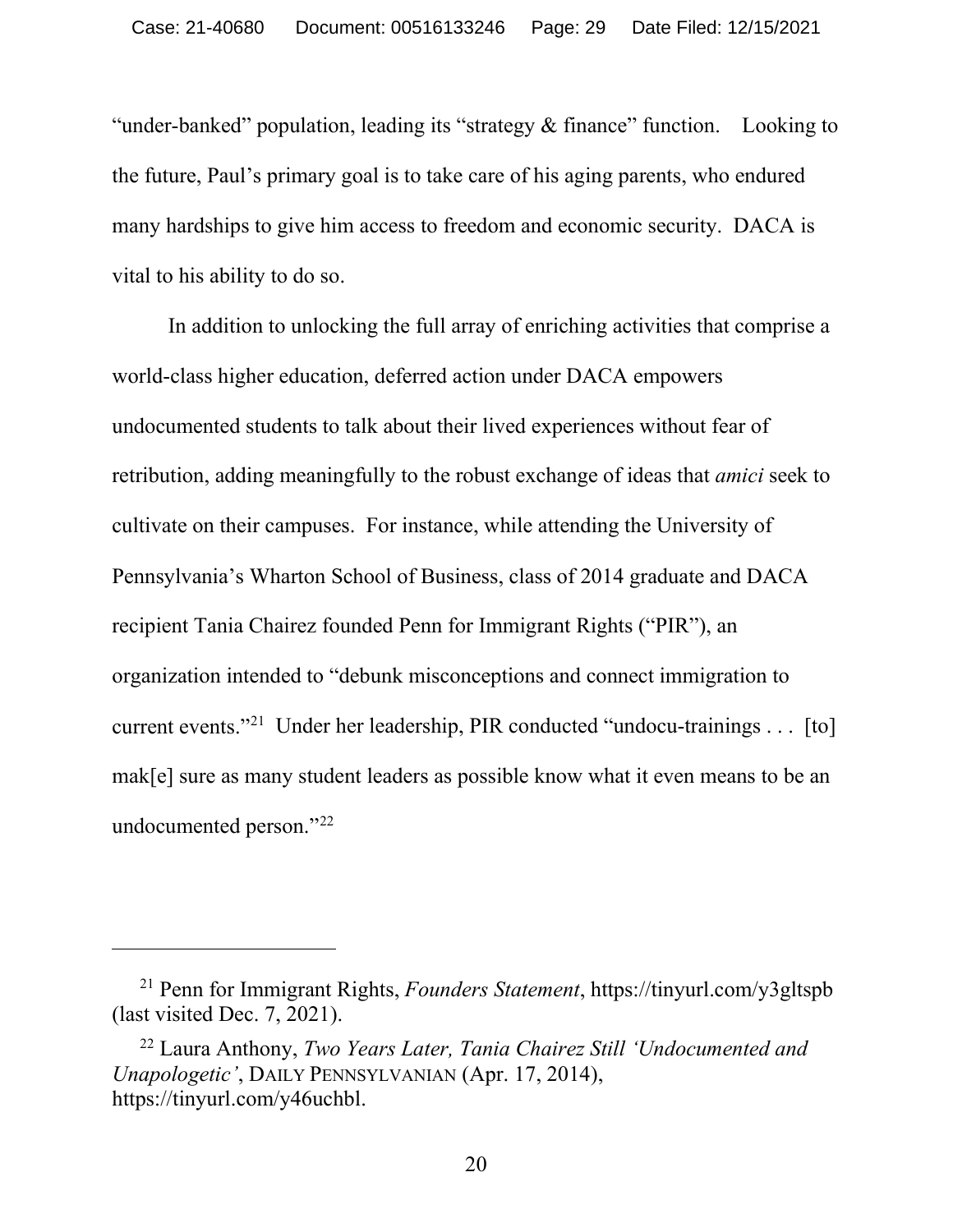"under-banked" population, leading its "strategy & finance" function. Looking to the future, Paul's primary goal is to take care of his aging parents, who endured many hardships to give him access to freedom and economic security. DACA is vital to his ability to do so.

In addition to unlocking the full array of enriching activities that comprise a world-class higher education, deferred action under DACA empowers undocumented students to talk about their lived experiences without fear of retribution, adding meaningfully to the robust exchange of ideas that *amici* seek to cultivate on their campuses. For instance, while attending the University of Pennsylvania's Wharton School of Business, class of 2014 graduate and DACA recipient Tania Chairez founded Penn for Immigrant Rights ("PIR"), an organization intended to "debunk misconceptions and connect immigration to current events."[21] Under her leadership, PIR conducted "undocu-trainings . . . [to] mak[e] sure as many student leaders as possible know what it even means to be an undocumented person."[22]

---

[21] Penn for Immigrant Rights, *Founders Statement*, https://tinyurl.com/y3gltspb (last visited Dec. 7, 2021).

[22] Laura Anthony, *Two Years Later, Tania Chairez Still 'Undocumented and Unapologetic'*, DAILY PENNSYLVANIAN (Apr. 17, 2014), https://tinyurl.com/y46uchbl.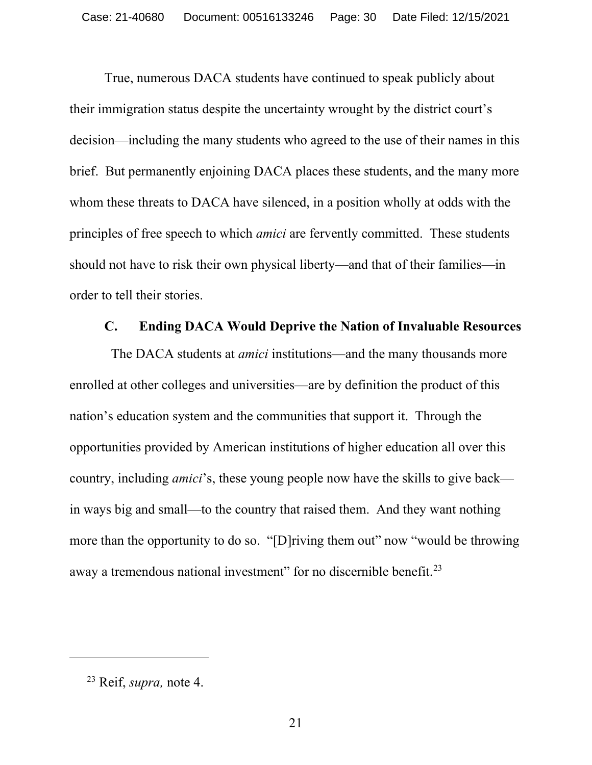True, numerous DACA students have continued to speak publicly about their immigration status despite the uncertainty wrought by the district court's decision—including the many students who agreed to the use of their names in this brief. But permanently enjoining DACA places these students, and the many more whom these threats to DACA have silenced, in a position wholly at odds with the principles of free speech to which *amici* are fervently committed. These students should not have to risk their own physical liberty—and that of their families—in order to tell their stories.

### C. Ending DACA Would Deprive the Nation of Invaluable Resources

The DACA students at *amici* institutions—and the many thousands more enrolled at other colleges and universities—are by definition the product of this nation's education system and the communities that support it. Through the opportunities provided by American institutions of higher education all over this country, including *amici*'s, these young people now have the skills to give back—in ways big and small—to the country that raised them. And they want nothing more than the opportunity to do so. "[D]riving them out" now "would be throwing away a tremendous national investment" for no discernible benefit.[23]

---

[23] Reif, *supra,* note 4.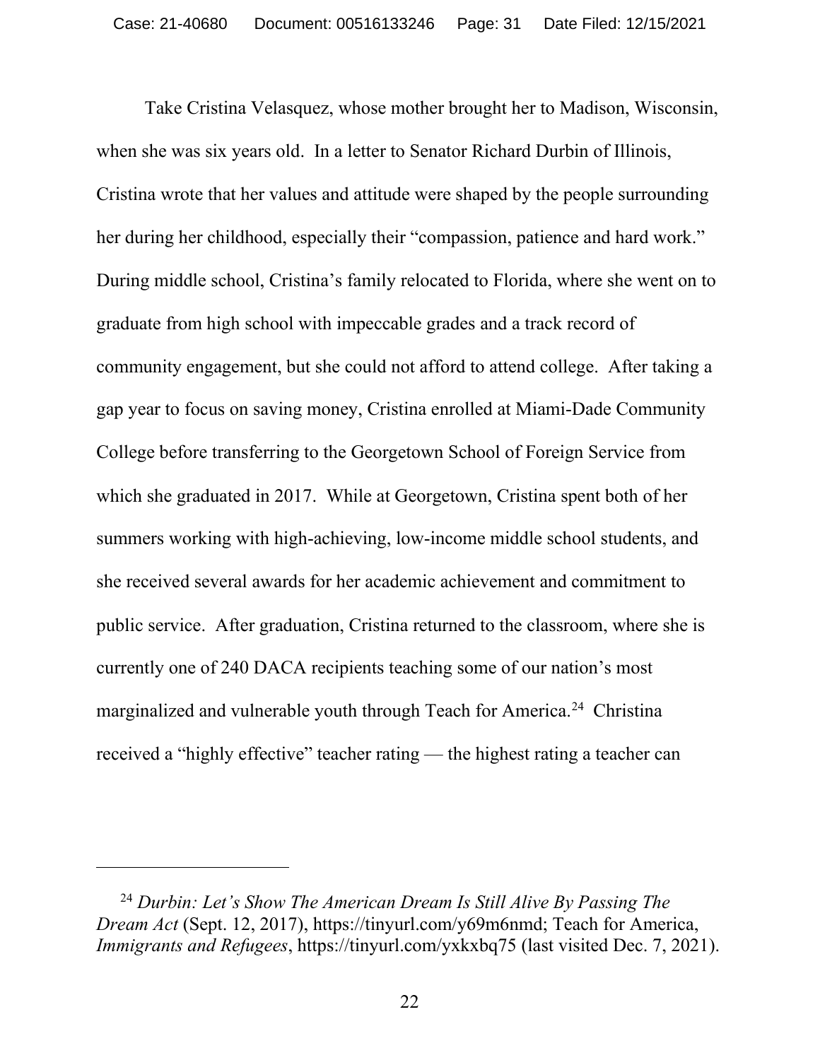Take Cristina Velasquez, whose mother brought her to Madison, Wisconsin, when she was six years old. In a letter to Senator Richard Durbin of Illinois, Cristina wrote that her values and attitude were shaped by the people surrounding her during her childhood, especially their "compassion, patience and hard work." During middle school, Cristina's family relocated to Florida, where she went on to graduate from high school with impeccable grades and a track record of community engagement, but she could not afford to attend college. After taking a gap year to focus on saving money, Cristina enrolled at Miami-Dade Community College before transferring to the Georgetown School of Foreign Service from which she graduated in 2017. While at Georgetown, Cristina spent both of her summers working with high-achieving, low-income middle school students, and she received several awards for her academic achievement and commitment to public service. After graduation, Cristina returned to the classroom, where she is currently one of 240 DACA recipients teaching some of our nation's most marginalized and vulnerable youth through Teach for America.[24] Christina received a "highly effective" teacher rating — the highest rating a teacher can

---

[24] *Durbin: Let's Show The American Dream Is Still Alive By Passing The Dream Act* (Sept. 12, 2017), https://tinyurl.com/y69m6nmd; Teach for America, *Immigrants and Refugees*, https://tinyurl.com/yxkxbq75 (last visited Dec. 7, 2021).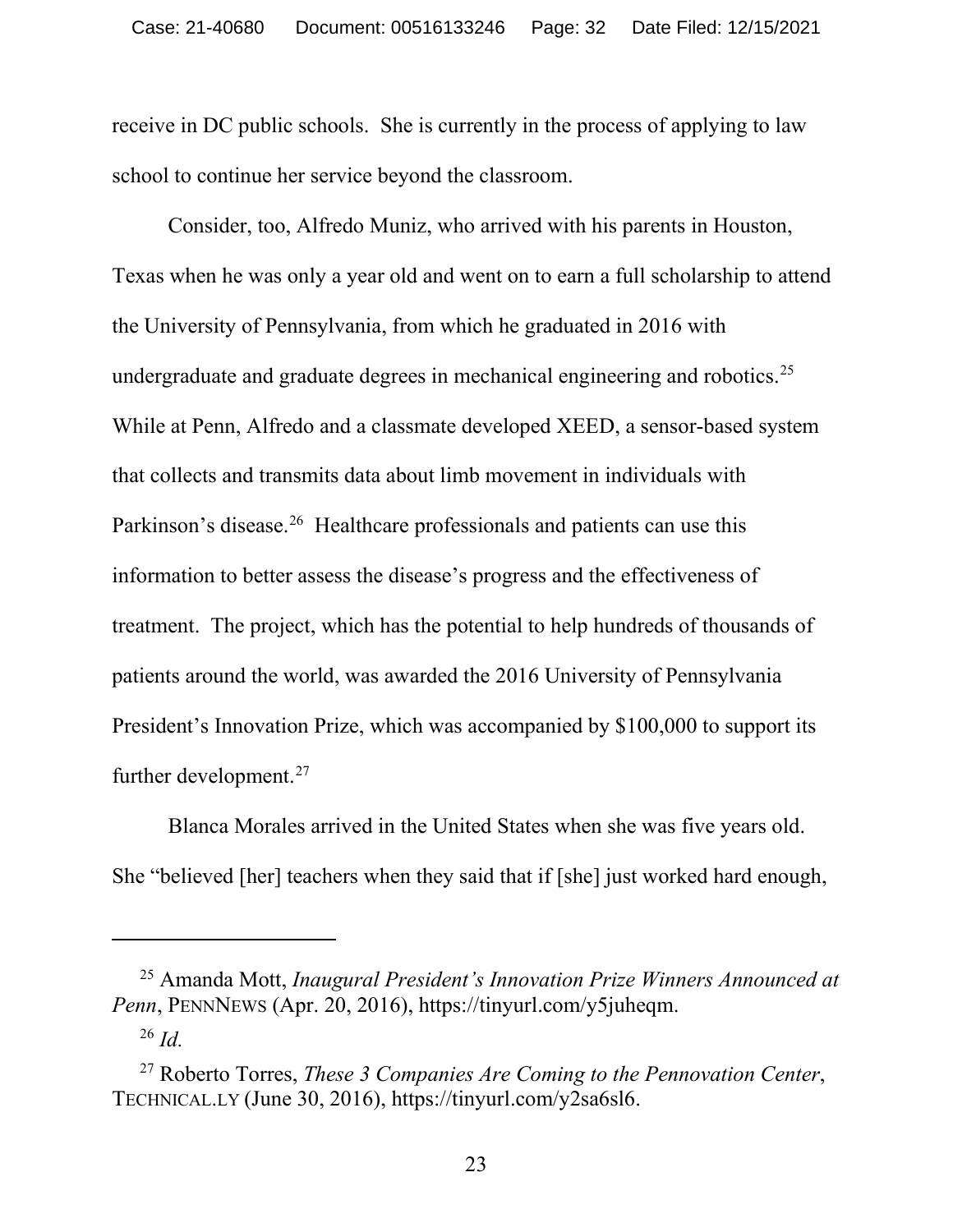receive in DC public schools. She is currently in the process of applying to law school to continue her service beyond the classroom.

Consider, too, Alfredo Muniz, who arrived with his parents in Houston, Texas when he was only a year old and went on to earn a full scholarship to attend the University of Pennsylvania, from which he graduated in 2016 with undergraduate and graduate degrees in mechanical engineering and robotics.[25] While at Penn, Alfredo and a classmate developed XEED, a sensor-based system that collects and transmits data about limb movement in individuals with Parkinson's disease.[26] Healthcare professionals and patients can use this information to better assess the disease's progress and the effectiveness of treatment. The project, which has the potential to help hundreds of thousands of patients around the world, was awarded the 2016 University of Pennsylvania President's Innovation Prize, which was accompanied by $100,000 to support its further development.[27]

Blanca Morales arrived in the United States when she was five years old. She "believed [her] teachers when they said that if [she] just worked hard enough,

---

[25] Amanda Mott, *Inaugural President's Innovation Prize Winners Announced at Penn*, PENNNEWS (Apr. 20, 2016), https://tinyurl.com/y5juheqm.

[26] *Id.*

[27] Roberto Torres, *These 3 Companies Are Coming to the Pennovation Center*, TECHNICAL.LY (June 30, 2016), https://tinyurl.com/y2sa6sl6.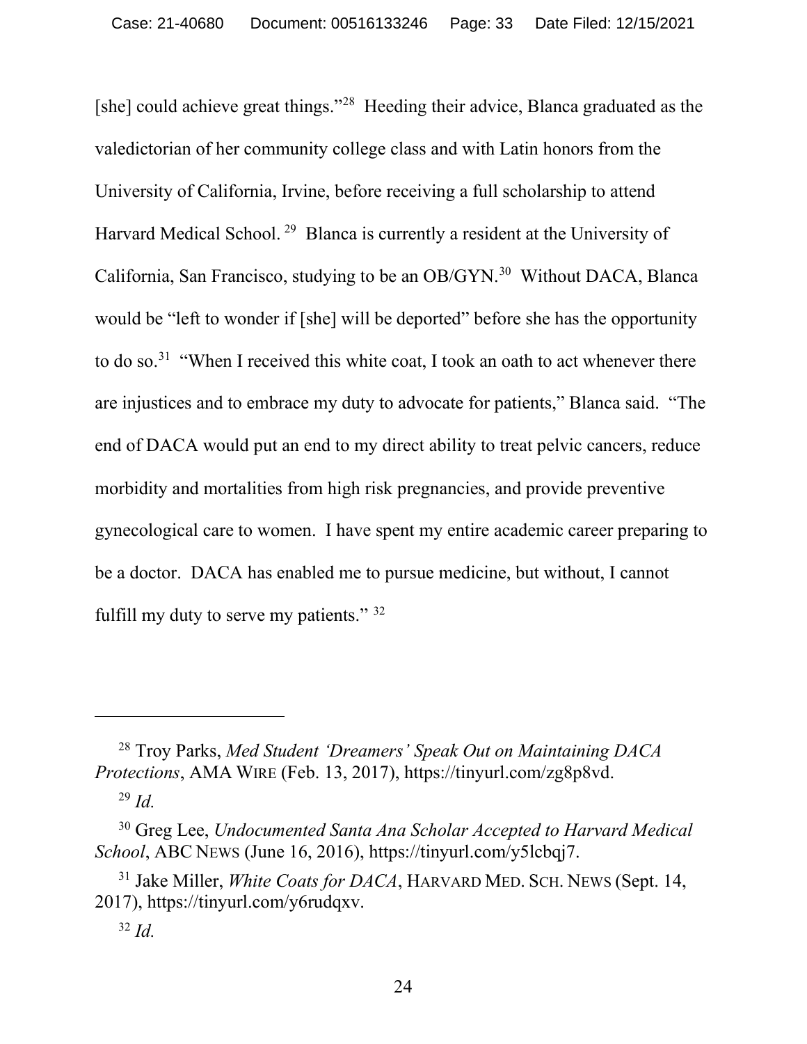[she] could achieve great things."[28] Heeding their advice, Blanca graduated as the valedictorian of her community college class and with Latin honors from the University of California, Irvine, before receiving a full scholarship to attend Harvard Medical School.[29] Blanca is currently a resident at the University of California, San Francisco, studying to be an OB/GYN.[30] Without DACA, Blanca would be "left to wonder if [she] will be deported" before she has the opportunity to do so.[31] "When I received this white coat, I took an oath to act whenever there are injustices and to embrace my duty to advocate for patients," Blanca said. "The end of DACA would put an end to my direct ability to treat pelvic cancers, reduce morbidity and mortalities from high risk pregnancies, and provide preventive gynecological care to women. I have spent my entire academic career preparing to be a doctor. DACA has enabled me to pursue medicine, but without, I cannot fulfill my duty to serve my patients."[32]

---

[28] Troy Parks, *Med Student 'Dreamers' Speak Out on Maintaining DACA Protections*, AMA WIRE (Feb. 13, 2017), https://tinyurl.com/zg8p8vd.

[29] *Id.*

[30] Greg Lee, *Undocumented Santa Ana Scholar Accepted to Harvard Medical School*, ABC NEWS (June 16, 2016), https://tinyurl.com/y5lcbqj7.

[31] Jake Miller, *White Coats for DACA*, HARVARD MED. SCH. NEWS (Sept. 14, 2017), https://tinyurl.com/y6rudqxv.

[32] *Id.*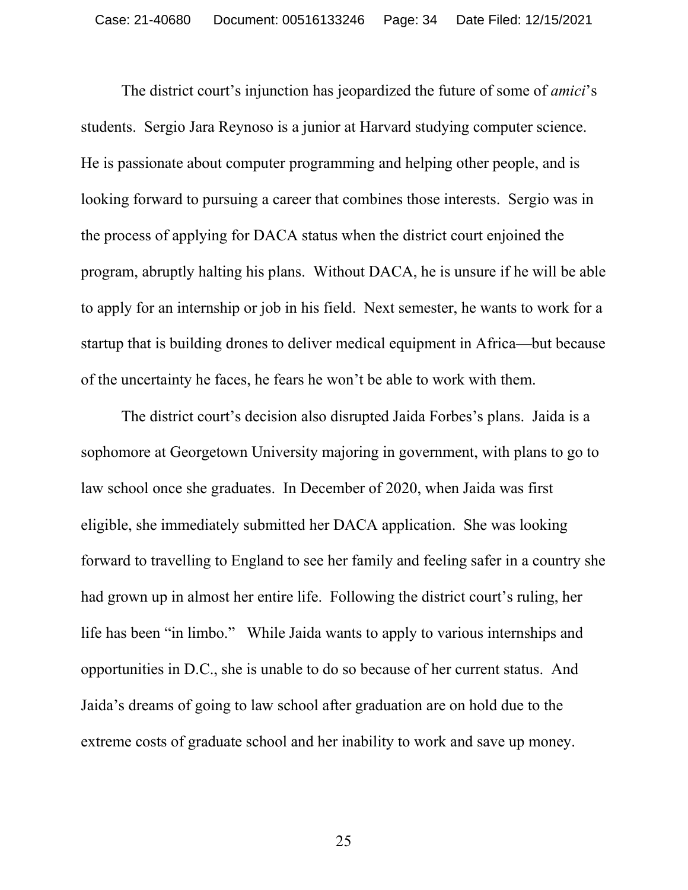The district court's injunction has jeopardized the future of some of *amici*'s students. Sergio Jara Reynoso is a junior at Harvard studying computer science. He is passionate about computer programming and helping other people, and is looking forward to pursuing a career that combines those interests. Sergio was in the process of applying for DACA status when the district court enjoined the program, abruptly halting his plans. Without DACA, he is unsure if he will be able to apply for an internship or job in his field. Next semester, he wants to work for a startup that is building drones to deliver medical equipment in Africa—but because of the uncertainty he faces, he fears he won't be able to work with them.

The district court's decision also disrupted Jaida Forbes's plans. Jaida is a sophomore at Georgetown University majoring in government, with plans to go to law school once she graduates. In December of 2020, when Jaida was first eligible, she immediately submitted her DACA application. She was looking forward to travelling to England to see her family and feeling safer in a country she had grown up in almost her entire life. Following the district court's ruling, her life has been "in limbo." While Jaida wants to apply to various internships and opportunities in D.C., she is unable to do so because of her current status. And Jaida's dreams of going to law school after graduation are on hold due to the extreme costs of graduate school and her inability to work and save up money.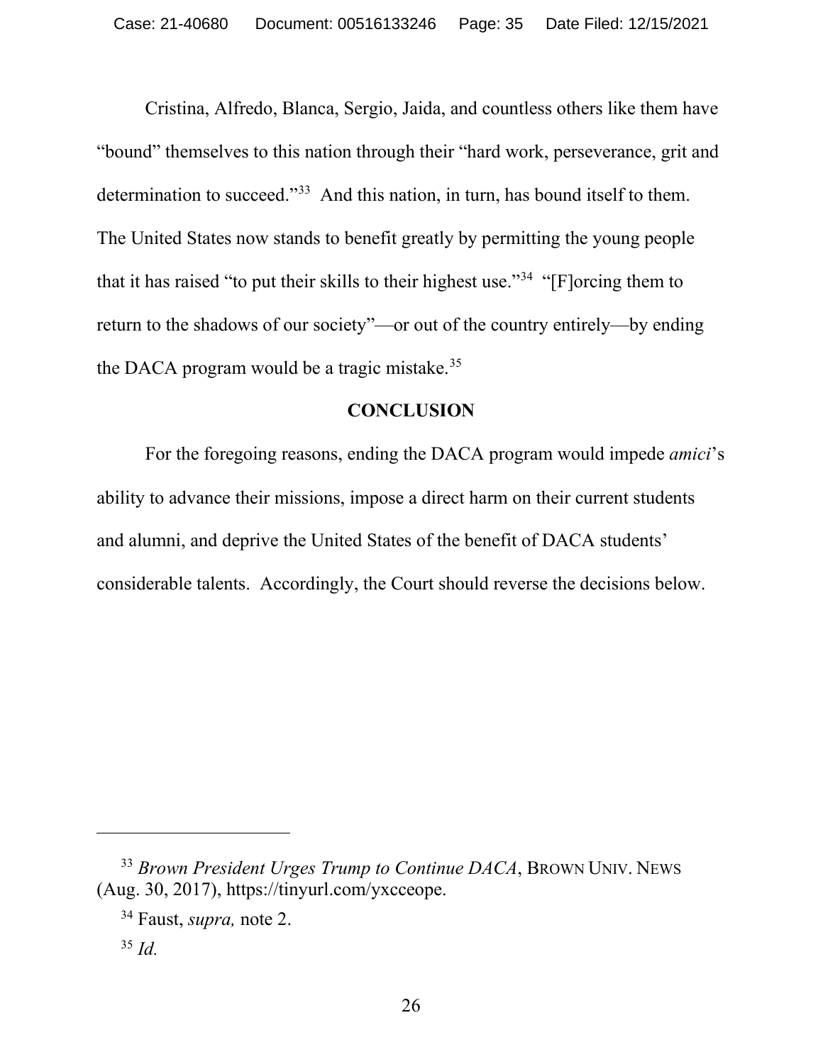Cristina, Alfredo, Blanca, Sergio, Jaida, and countless others like them have "bound" themselves to this nation through their "hard work, perseverance, grit and determination to succeed."[33] And this nation, in turn, has bound itself to them. The United States now stands to benefit greatly by permitting the young people that it has raised "to put their skills to their highest use."[34] "[F]orcing them to return to the shadows of our society"—or out of the country entirely—by ending the DACA program would be a tragic mistake.[35]

## CONCLUSION

For the foregoing reasons, ending the DACA program would impede *amici*'s ability to advance their missions, impose a direct harm on their current students and alumni, and deprive the United States of the benefit of DACA students' considerable talents. Accordingly, the Court should reverse the decisions below.

---

[33] *Brown President Urges Trump to Continue DACA*, BROWN UNIV. NEWS (Aug. 30, 2017), https://tinyurl.com/yxcceope.

[34] Faust, *supra,* note 2.

[35] *Id.*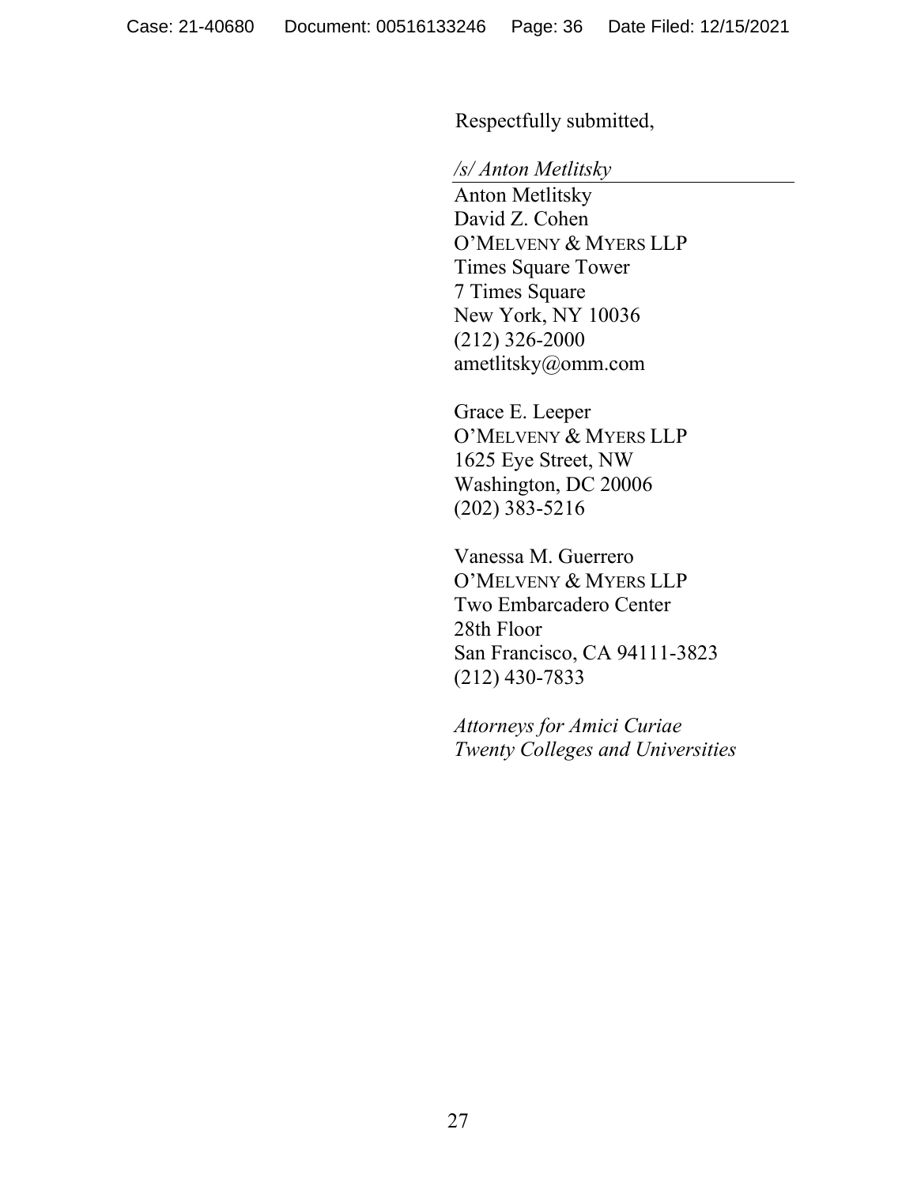Respectfully submitted,

*/s/ Anton Metlitsky*

Anton Metlitsky
David Z. Cohen
O'MELVENY & MYERS LLP
Times Square Tower
7 Times Square
New York, NY 10036
(212) 326-2000
ametlitsky@omm.com

Grace E. Leeper
O'MELVENY & MYERS LLP
1625 Eye Street, NW
Washington, DC 20006
(202) 383-5216

Vanessa M. Guerrero
O'MELVENY & MYERS LLP
Two Embarcadero Center
28th Floor
San Francisco, CA 94111-3823
(212) 430-7833

*Attorneys for Amici Curiae*
*Twenty Colleges and Universities*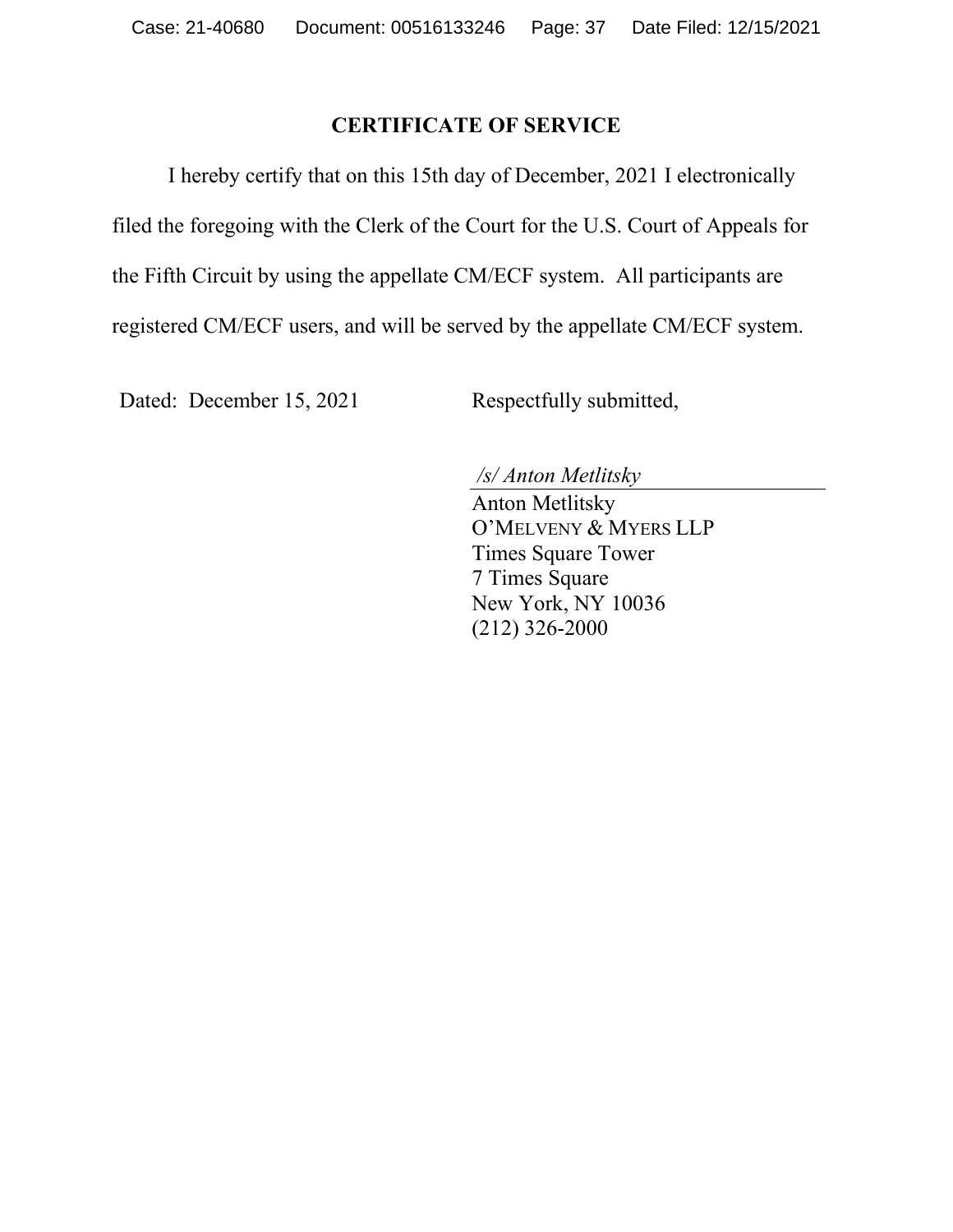## CERTIFICATE OF SERVICE

I hereby certify that on this 15th day of December, 2021 I electronically filed the foregoing with the Clerk of the Court for the U.S. Court of Appeals for the Fifth Circuit by using the appellate CM/ECF system. All participants are registered CM/ECF users, and will be served by the appellate CM/ECF system.

Dated: December 15, 2021

Respectfully submitted,

*/s/ Anton Metlitsky*

Anton Metlitsky
O'MELVENY & MYERS LLP
Times Square Tower
7 Times Square
New York, NY 10036
(212) 326-2000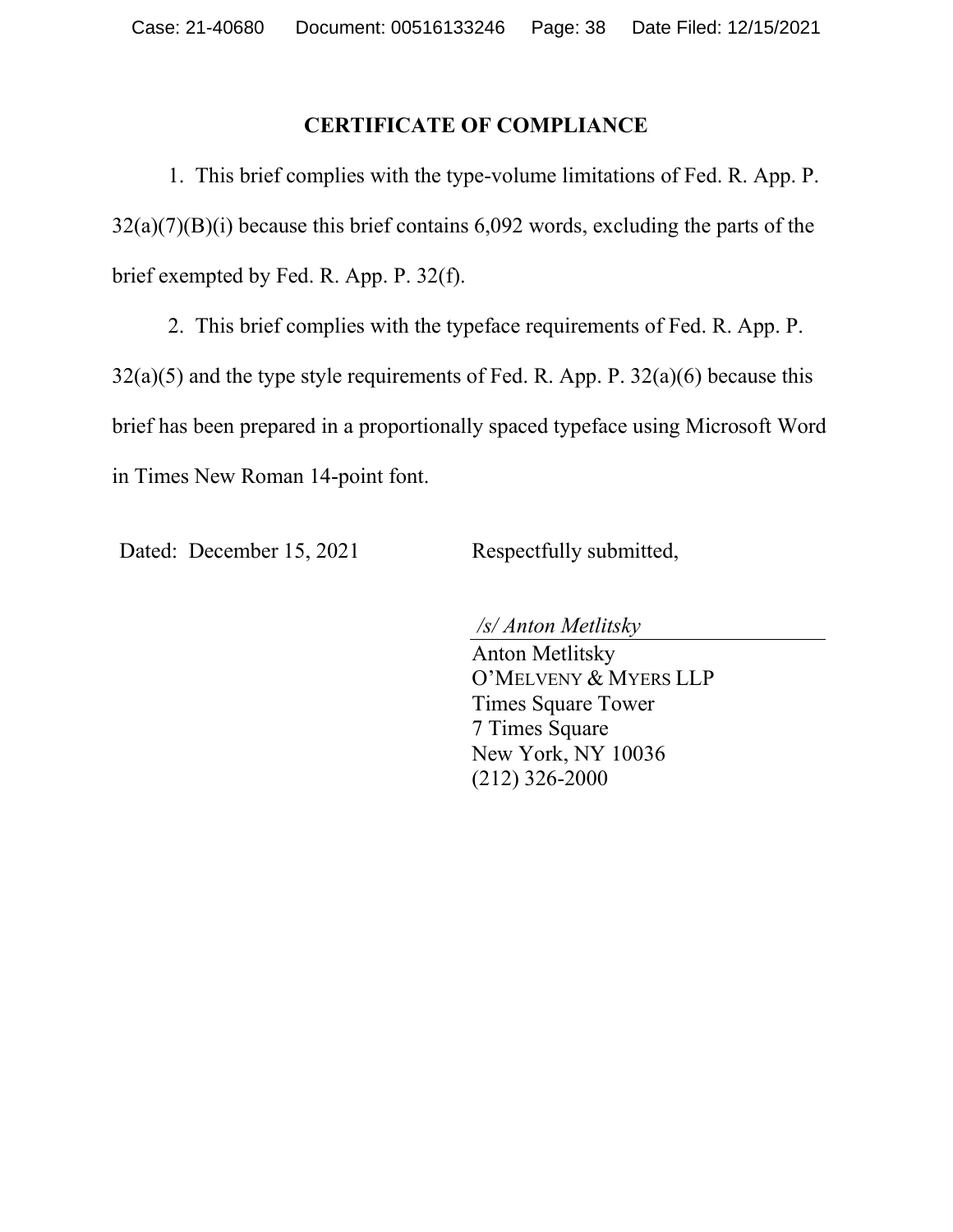## CERTIFICATE OF COMPLIANCE

1. This brief complies with the type-volume limitations of Fed. R. App. P. 32(a)(7)(B)(i) because this brief contains 6,092 words, excluding the parts of the brief exempted by Fed. R. App. P. 32(f).

2. This brief complies with the typeface requirements of Fed. R. App. P. 32(a)(5) and the type style requirements of Fed. R. App. P. 32(a)(6) because this brief has been prepared in a proportionally spaced typeface using Microsoft Word in Times New Roman 14-point font.

Dated: December 15, 2021

Respectfully submitted,

*/s/ Anton Metlitsky*

Anton Metlitsky
O'MELVENY & MYERS LLP
Times Square Tower
7 Times Square
New York, NY 10036
(212) 326-2000